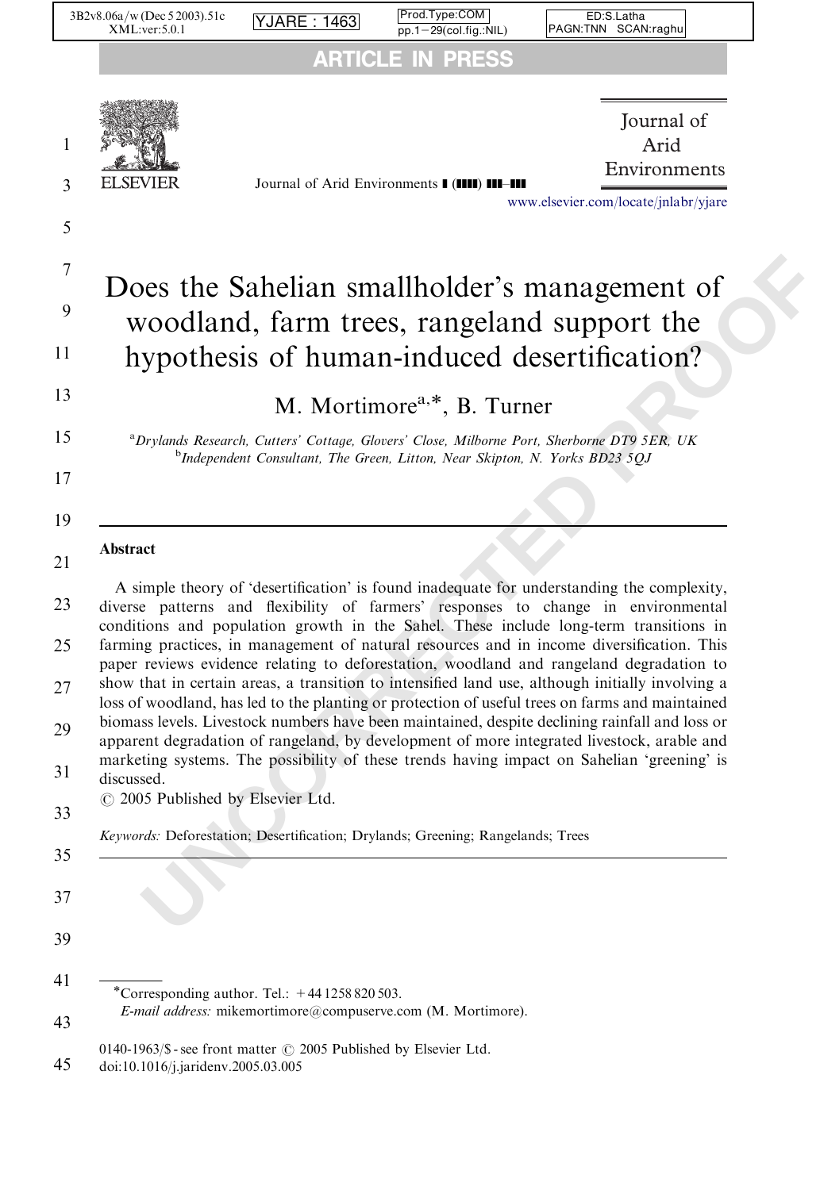# Does the Sahelian smallholder's management of woodland, farm trees, rangeland support the hypothesis of human-induced desertification?

M. Mortimore[a,*], B. Turner

[a]Drylands Research, Cutters' Cottage, Glovers' Close, Milborne Port, Sherborne DT9 5ER, UK

[b]Independent Consultant, The Green, Litton, Near Skipton, N. Yorks BD23 5QJ

## Abstract

A simple theory of 'desertification' is found inadequate for understanding the complexity, diverse patterns and flexibility of farmers' responses to change in environmental conditions and population growth in the Sahel. These include long-term transitions in farming practices, in management of natural resources and in income diversification. This paper reviews evidence relating to deforestation, woodland and rangeland degradation to show that in certain areas, a transition to intensified land use, although initially involving a loss of woodland, has led to the planting or protection of useful trees on farms and maintained biomass levels. Livestock numbers have been maintained, despite declining rainfall and loss or apparent degradation of rangeland, by development of more integrated livestock, arable and marketing systems. The possibility of these trends having impact on Sahelian 'greening' is discussed.

© 2005 Published by Elsevier Ltd.

*Keywords:* Deforestation; Desertification; Drylands; Greening; Rangelands; Trees

---

*Corresponding author. Tel.: +44 1258 820 503.
*E-mail address:* mikemortimore@compuserve.com (M. Mortimore).

0140-1963/$ - see front matter © 2005 Published by Elsevier Ltd.
doi:10.1016/j.jaridenv.2005.03.005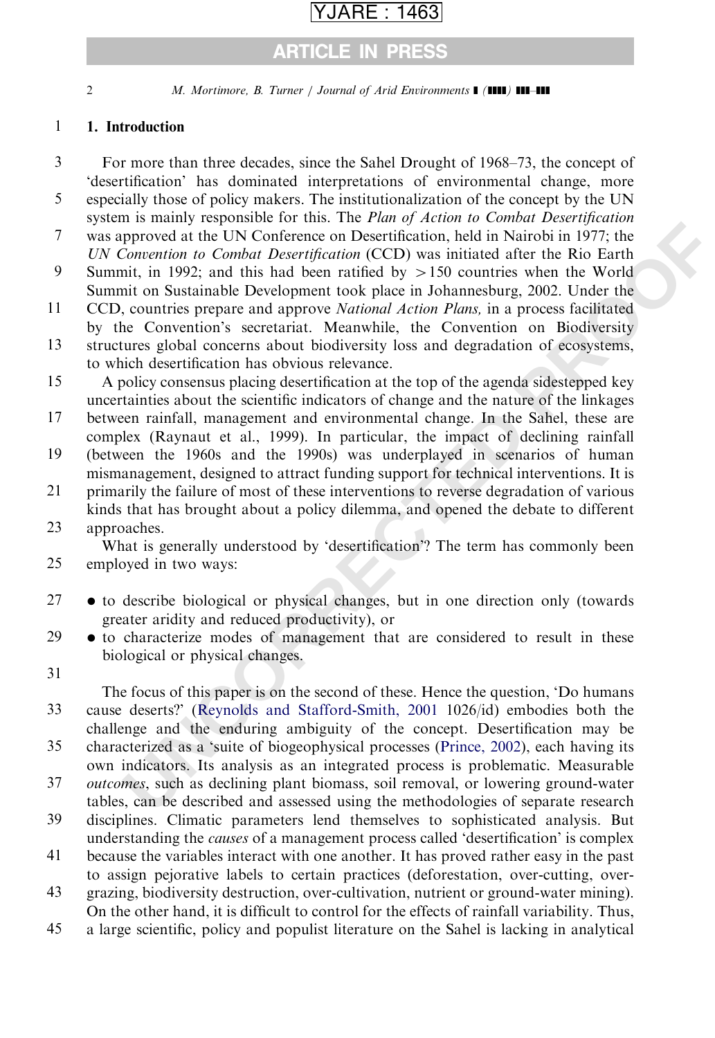## 1. Introduction

For more than three decades, since the Sahel Drought of 1968–73, the concept of 'desertification' has dominated interpretations of environmental change, more especially those of policy makers. The institutionalization of the concept by the UN system is mainly responsible for this. The *Plan of Action to Combat Desertification* was approved at the UN Conference on Desertification, held in Nairobi in 1977; the *UN Convention to Combat Desertification* (CCD) was initiated after the Rio Earth Summit, in 1992; and this had been ratified by >150 countries when the World Summit on Sustainable Development took place in Johannesburg, 2002. Under the CCD, countries prepare and approve *National Action Plans,* in a process facilitated by the Convention's secretariat. Meanwhile, the Convention on Biodiversity structures global concerns about biodiversity loss and degradation of ecosystems, to which desertification has obvious relevance.

A policy consensus placing desertification at the top of the agenda sidestepped key uncertainties about the scientific indicators of change and the nature of the linkages between rainfall, management and environmental change. In the Sahel, these are complex (Raynaut et al., 1999). In particular, the impact of declining rainfall (between the 1960s and the 1990s) was underplayed in scenarios of human mismanagement, designed to attract funding support for technical interventions. It is primarily the failure of most of these interventions to reverse degradation of various kinds that has brought about a policy dilemma, and opened the debate to different approaches.

What is generally understood by 'desertification'? The term has commonly been employed in two ways:

- to describe biological or physical changes, but in one direction only (towards greater aridity and reduced productivity), or
- to characterize modes of management that are considered to result in these biological or physical changes.

The focus of this paper is on the second of these. Hence the question, 'Do humans cause deserts?' (Reynolds and Stafford-Smith, 2001 1026/id) embodies both the challenge and the enduring ambiguity of the concept. Desertification may be characterized as a 'suite of biogeophysical processes (Prince, 2002), each having its own indicators. Its analysis as an integrated process is problematic. Measurable *outcomes*, such as declining plant biomass, soil removal, or lowering ground-water tables, can be described and assessed using the methodologies of separate research disciplines. Climatic parameters lend themselves to sophisticated analysis. But understanding the *causes* of a management process called 'desertification' is complex because the variables interact with one another. It has proved rather easy in the past to assign pejorative labels to certain practices (deforestation, over-cutting, over-grazing, biodiversity destruction, over-cultivation, nutrient or ground-water mining). On the other hand, it is difficult to control for the effects of rainfall variability. Thus, a large scientific, policy and populist literature on the Sahel is lacking in analytical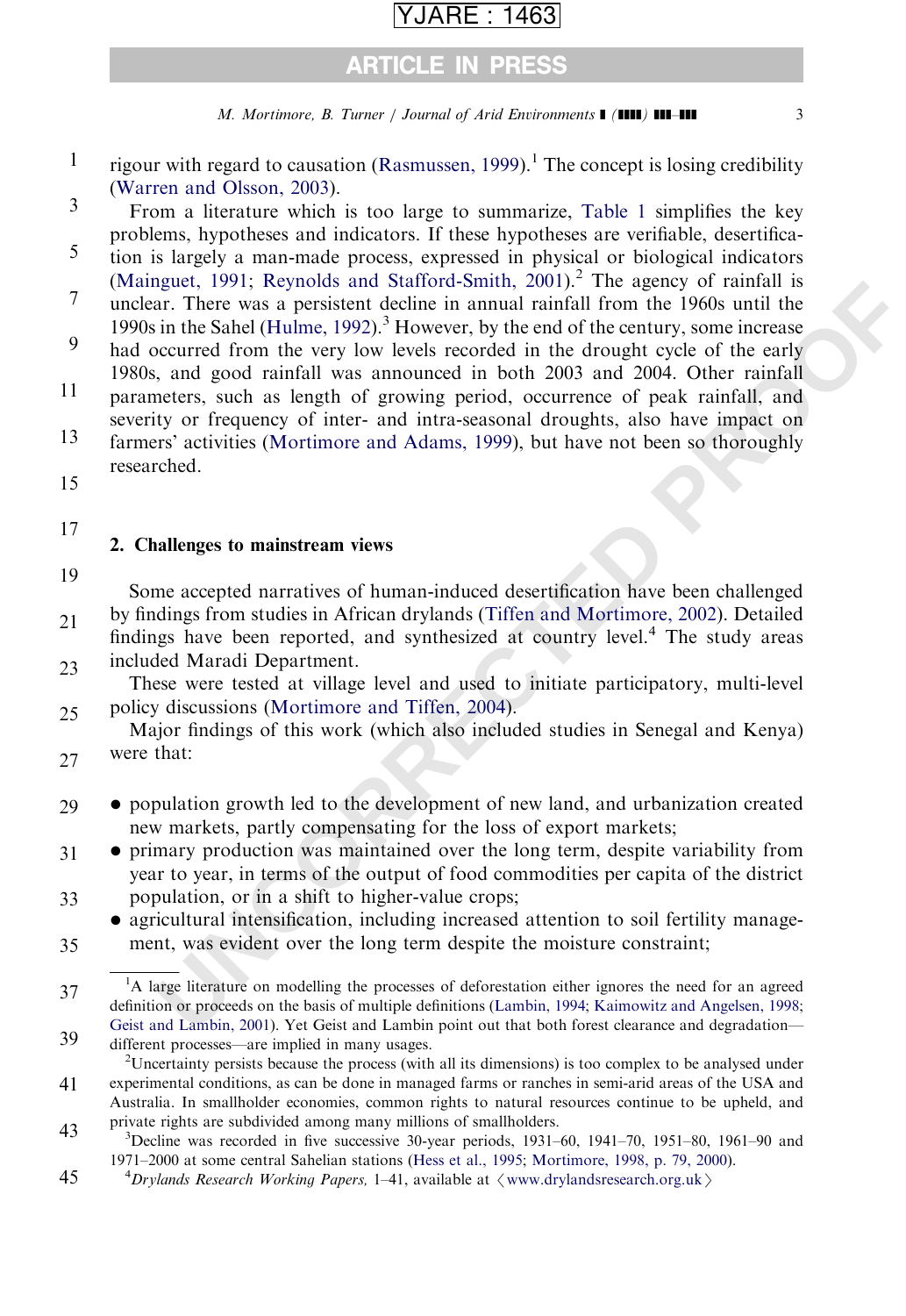rigour with regard to causation (Rasmussen, 1999).[1] The concept is losing credibility (Warren and Olsson, 2003).

From a literature which is too large to summarize, Table 1 simplifies the key problems, hypotheses and indicators. If these hypotheses are verifiable, desertification is largely a man-made process, expressed in physical or biological indicators (Mainguet, 1991; Reynolds and Stafford-Smith, 2001).[2] The agency of rainfall is unclear. There was a persistent decline in annual rainfall from the 1960s until the 1990s in the Sahel (Hulme, 1992).[3] However, by the end of the century, some increase had occurred from the very low levels recorded in the drought cycle of the early 1980s, and good rainfall was announced in both 2003 and 2004. Other rainfall parameters, such as length of growing period, occurrence of peak rainfall, and severity or frequency of inter- and intra-seasonal droughts, also have impact on farmers' activities (Mortimore and Adams, 1999), but have not been so thoroughly researched.

## 2. Challenges to mainstream views

Some accepted narratives of human-induced desertification have been challenged by findings from studies in African drylands (Tiffen and Mortimore, 2002). Detailed findings have been reported, and synthesized at country level.[4] The study areas included Maradi Department.

These were tested at village level and used to initiate participatory, multi-level policy discussions (Mortimore and Tiffen, 2004).

Major findings of this work (which also included studies in Senegal and Kenya) were that:

- population growth led to the development of new land, and urbanization created new markets, partly compensating for the loss of export markets;
- primary production was maintained over the long term, despite variability from year to year, in terms of the output of food commodities per capita of the district population, or in a shift to higher-value crops;
- agricultural intensification, including increased attention to soil fertility management, was evident over the long term despite the moisture constraint;

---

[1] A large literature on modelling the processes of deforestation either ignores the need for an agreed definition or proceeds on the basis of multiple definitions (Lambin, 1994; Kaimowitz and Angelsen, 1998; Geist and Lambin, 2001). Yet Geist and Lambin point out that both forest clearance and degradation—different processes—are implied in many usages.

[2] Uncertainty persists because the process (with all its dimensions) is too complex to be analysed under experimental conditions, as can be done in managed farms or ranches in semi-arid areas of the USA and Australia. In smallholder economies, common rights to natural resources continue to be upheld, and private rights are subdivided among many millions of smallholders.

[3] Decline was recorded in five successive 30-year periods, 1931–60, 1941–70, 1951–80, 1961–90 and 1971–2000 at some central Sahelian stations (Hess et al., 1995; Mortimore, 1998, p. 79, 2000).

[4] *Drylands Research Working Papers*, 1–41, available at ⟨www.drylandsresearch.org.uk⟩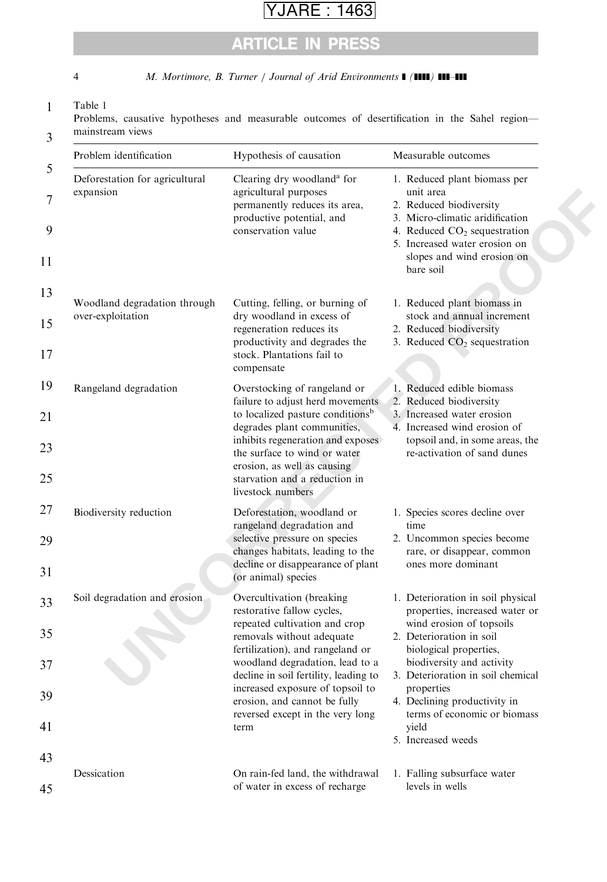Table 1
Problems, causative hypotheses and measurable outcomes of desertification in the Sahel region—mainstream views

| Problem identification | Hypothesis of causation | Measurable outcomes |
|---|---|---|
| Deforestation for agricultural expansion | Clearing dry woodland[a] for agricultural purposes permanently reduces its area, productive potential, and conservation value | 1. Reduced plant biomass per unit area<br>2. Reduced biodiversity<br>3. Micro-climatic aridification<br>4. Reduced $CO_2$ sequestration<br>5. Increased water erosion on slopes and wind erosion on bare soil |
| Woodland degradation through over-exploitation | Cutting, felling, or burning of dry woodland in excess of regeneration reduces its productivity and degrades the stock. Plantations fail to compensate | 1. Reduced plant biomass in stock and annual increment<br>2. Reduced biodiversity<br>3. Reduced $CO_2$ sequestration |
| Rangeland degradation | Overstocking of rangeland or failure to adjust herd movements to localized pasture conditions[b] degrades plant communities, inhibits regeneration and exposes the surface to wind or water erosion, as well as causing starvation and a reduction in livestock numbers | 1. Reduced edible biomass<br>2. Reduced biodiversity<br>3. Increased water erosion<br>4. Increased wind erosion of topsoil and, in some areas, the re-activation of sand dunes |
| Biodiversity reduction | Deforestation, woodland or rangeland degradation and selective pressure on species changes habitats, leading to the decline or disappearance of plant (or animal) species | 1. Species scores decline over time<br>2. Uncommon species become rare, or disappear, common ones more dominant |
| Soil degradation and erosion | Overcultivation (breaking restorative fallow cycles, repeated cultivation and crop removals without adequate fertilization), and rangeland or woodland degradation, lead to a decline in soil fertility, leading to increased exposure of topsoil to erosion, and cannot be fully reversed except in the very long term | 1. Deterioration in soil physical properties, increased water or wind erosion of topsoils<br>2. Deterioration in soil biological properties, biodiversity and activity<br>3. Deterioration in soil chemical properties<br>4. Declining productivity in terms of economic or biomass yield<br>5. Increased weeds |
| Dessication | On rain-fed land, the withdrawal of water in excess of recharge | 1. Falling subsurface water levels in wells |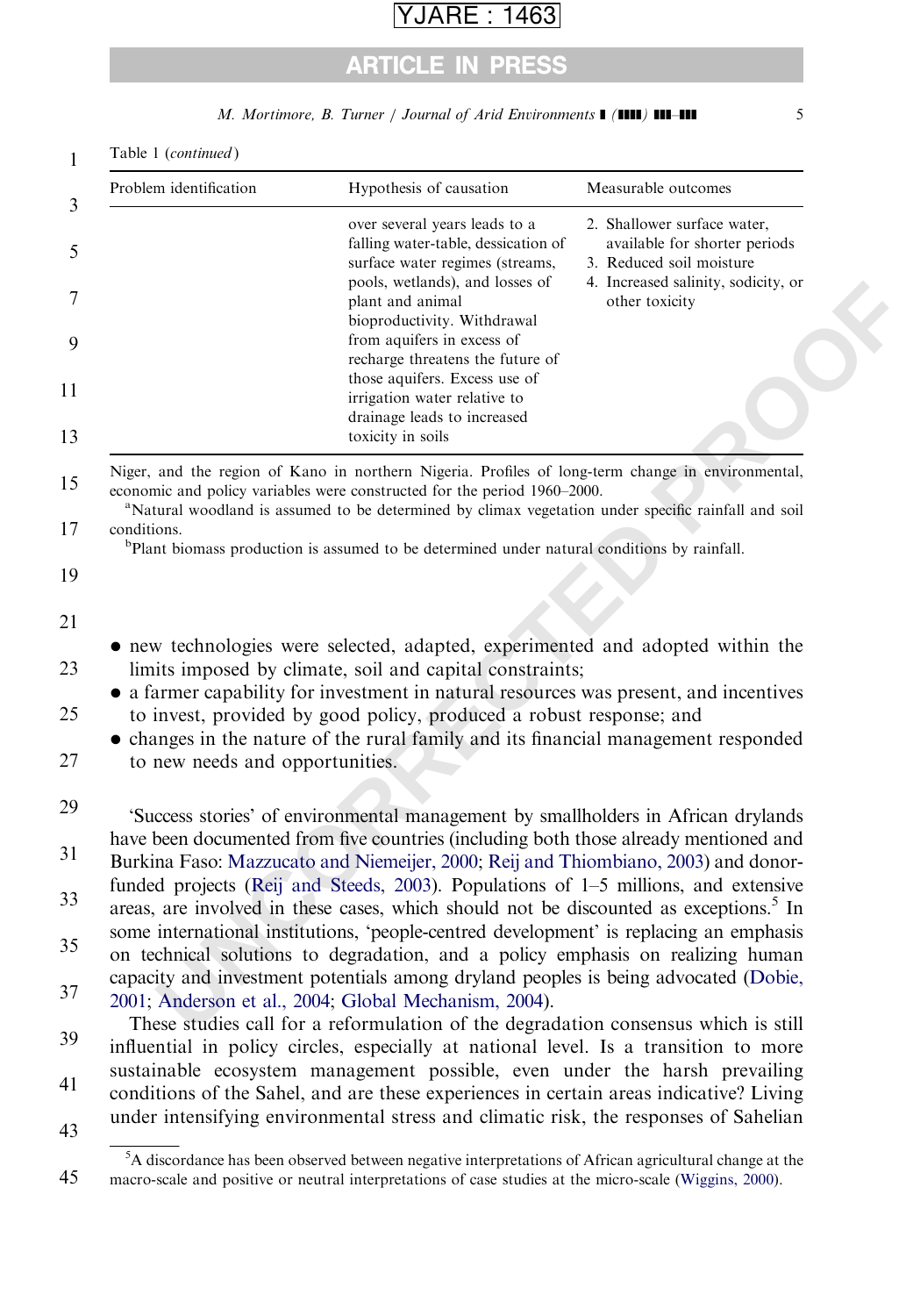Table 1 (*continued*)

| Problem identification | Hypothesis of causation | Measurable outcomes |
|---|---|---|
| | over several years leads to a falling water-table, dessication of surface water regimes (streams, pools, wetlands), and losses of plant and animal bioproductivity. Withdrawal from aquifers in excess of recharge threatens the future of those aquifers. Excess use of irrigation water relative to drainage leads to increased toxicity in soils | 2. Shallower surface water, available for shorter periods<br>3. Reduced soil moisture<br>4. Increased salinity, sodicity, or other toxicity |

Niger, and the region of Kano in northern Nigeria. Profiles of long-term change in environmental, economic and policy variables were constructed for the period 1960–2000.

[a]Natural woodland is assumed to be determined by climax vegetation under specific rainfall and soil conditions.

[b]Plant biomass production is assumed to be determined under natural conditions by rainfall.

- new technologies were selected, adapted, experimented and adopted within the limits imposed by climate, soil and capital constraints;
- a farmer capability for investment in natural resources was present, and incentives to invest, provided by good policy, produced a robust response; and
- changes in the nature of the rural family and its financial management responded to new needs and opportunities.

'Success stories' of environmental management by smallholders in African drylands have been documented from five countries (including both those already mentioned and Burkina Faso: Mazzucato and Niemeijer, 2000; Reij and Thiombiano, 2003) and donor-funded projects (Reij and Steeds, 2003). Populations of 1–5 millions, and extensive areas, are involved in these cases, which should not be discounted as exceptions.[5] In some international institutions, 'people-centred development' is replacing an emphasis on technical solutions to degradation, and a policy emphasis on realizing human capacity and investment potentials among dryland peoples is being advocated (Dobie, 2001; Anderson et al., 2004; Global Mechanism, 2004).

These studies call for a reformulation of the degradation consensus which is still influential in policy circles, especially at national level. Is a transition to more sustainable ecosystem management possible, even under the harsh prevailing conditions of the Sahel, and are these experiences in certain areas indicative? Living under intensifying environmental stress and climatic risk, the responses of Sahelian

[5]A discordance has been observed between negative interpretations of African agricultural change at the macro-scale and positive or neutral interpretations of case studies at the micro-scale (Wiggins, 2000).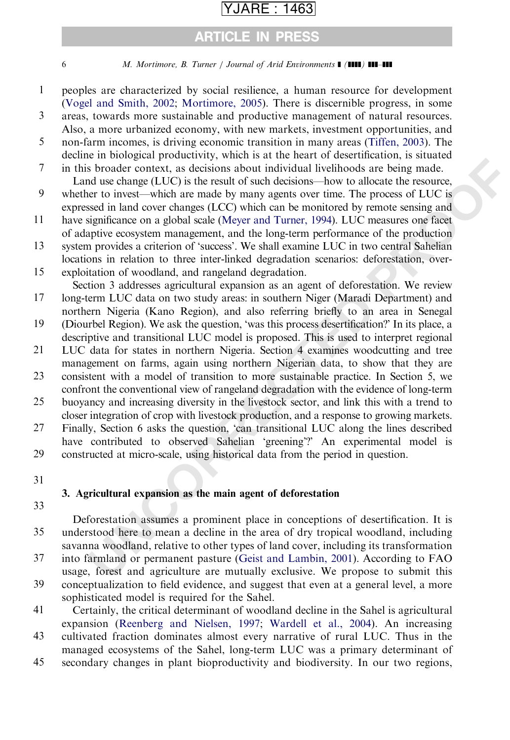peoples are characterized by social resilience, a human resource for development (Vogel and Smith, 2002; Mortimore, 2005). There is discernible progress, in some areas, towards more sustainable and productive management of natural resources. Also, a more urbanized economy, with new markets, investment opportunities, and non-farm incomes, is driving economic transition in many areas (Tiffen, 2003). The decline in biological productivity, which is at the heart of desertification, is situated in this broader context, as decisions about individual livelihoods are being made.

Land use change (LUC) is the result of such decisions—how to allocate the resource, whether to invest—which are made by many agents over time. The process of LUC is expressed in land cover changes (LCC) which can be monitored by remote sensing and have significance on a global scale (Meyer and Turner, 1994). LUC measures one facet of adaptive ecosystem management, and the long-term performance of the production system provides a criterion of 'success'. We shall examine LUC in two central Sahelian locations in relation to three inter-linked degradation scenarios: deforestation, over-exploitation of woodland, and rangeland degradation.

Section 3 addresses agricultural expansion as an agent of deforestation. We review long-term LUC data on two study areas: in southern Niger (Maradi Department) and northern Nigeria (Kano Region), and also referring briefly to an area in Senegal (Diourbel Region). We ask the question, 'was this process desertification?' In its place, a descriptive and transitional LUC model is proposed. This is used to interpret regional LUC data for states in northern Nigeria. Section 4 examines woodcutting and tree management on farms, again using northern Nigerian data, to show that they are consistent with a model of transition to more sustainable practice. In Section 5, we confront the conventional view of rangeland degradation with the evidence of long-term buoyancy and increasing diversity in the livestock sector, and link this with a trend to closer integration of crop with livestock production, and a response to growing markets. Finally, Section 6 asks the question, 'can transitional LUC along the lines described have contributed to observed Sahelian 'greening'?' An experimental model is constructed at micro-scale, using historical data from the period in question.

## 3. Agricultural expansion as the main agent of deforestation

Deforestation assumes a prominent place in conceptions of desertification. It is understood here to mean a decline in the area of dry tropical woodland, including savanna woodland, relative to other types of land cover, including its transformation into farmland or permanent pasture (Geist and Lambin, 2001). According to FAO usage, forest and agriculture are mutually exclusive. We propose to submit this conceptualization to field evidence, and suggest that even at a general level, a more sophisticated model is required for the Sahel.

Certainly, the critical determinant of woodland decline in the Sahel is agricultural expansion (Reenberg and Nielsen, 1997; Wardell et al., 2004). An increasing cultivated fraction dominates almost every narrative of rural LUC. Thus in the managed ecosystems of the Sahel, long-term LUC was a primary determinant of secondary changes in plant bioproductivity and biodiversity. In our two regions,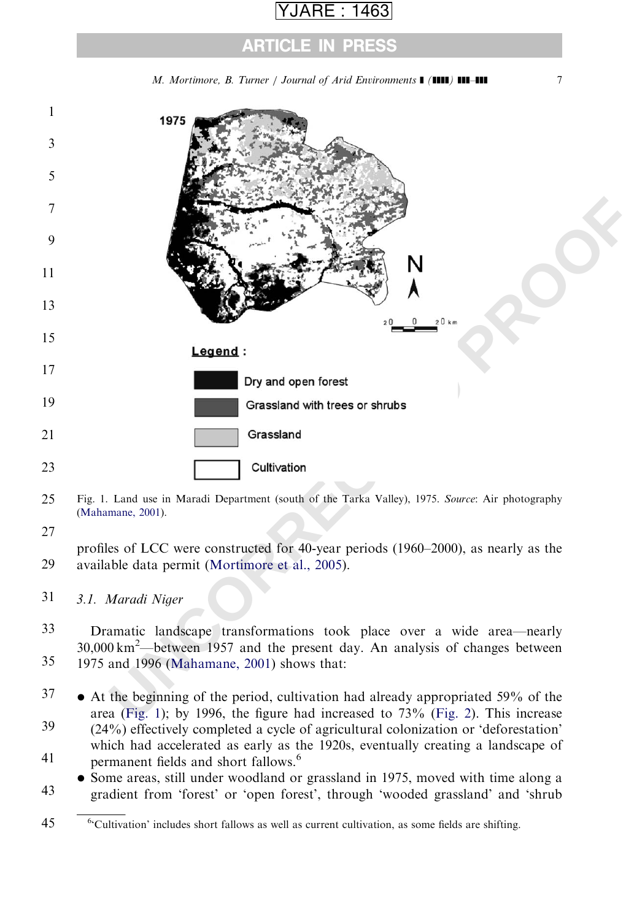Fig. 1. Land use in Maradi Department (south of the Tarka Valley), 1975. *Source*: Air photography (Mahamane, 2001).

profiles of LCC were constructed for 40-year periods (1960–2000), as nearly as the available data permit (Mortimore et al., 2005).

### 3.1. Maradi Niger

Dramatic landscape transformations took place over a wide area—nearly 30,000 km$^2$—between 1957 and the present day. An analysis of changes between 1975 and 1996 (Mahamane, 2001) shows that:

- At the beginning of the period, cultivation had already appropriated 59% of the area (Fig. 1); by 1996, the figure had increased to 73% (Fig. 2). This increase (24%) effectively completed a cycle of agricultural colonization or 'deforestation' which had accelerated as early as the 1920s, eventually creating a landscape of permanent fields and short fallows.[6]
- Some areas, still under woodland or grassland in 1975, moved with time along a gradient from 'forest' or 'open forest', through 'wooded grassland' and 'shrub

[6] 'Cultivation' includes short fallows as well as current cultivation, as some fields are shifting.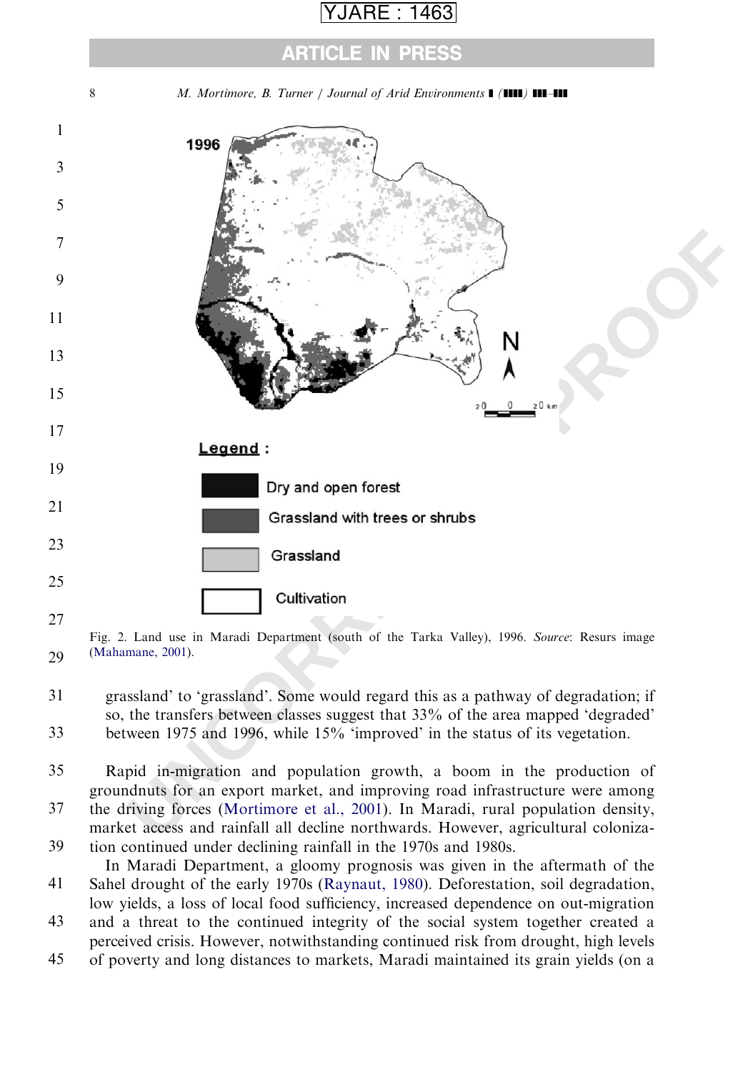Fig. 2. Land use in Maradi Department (south of the Tarka Valley), 1996. *Source*: Resurs image (Mahamane, 2001).

grassland' to 'grassland'. Some would regard this as a pathway of degradation; if so, the transfers between classes suggest that 33% of the area mapped 'degraded' between 1975 and 1996, while 15% 'improved' in the status of its vegetation.

Rapid in-migration and population growth, a boom in the production of groundnuts for an export market, and improving road infrastructure were among the driving forces (Mortimore et al., 2001). In Maradi, rural population density, market access and rainfall all decline northwards. However, agricultural colonization continued under declining rainfall in the 1970s and 1980s.

In Maradi Department, a gloomy prognosis was given in the aftermath of the Sahel drought of the early 1970s (Raynaut, 1980). Deforestation, soil degradation, low yields, a loss of local food sufficiency, increased dependence on out-migration and a threat to the continued integrity of the social system together created a perceived crisis. However, notwithstanding continued risk from drought, high levels of poverty and long distances to markets, Maradi maintained its grain yields (on a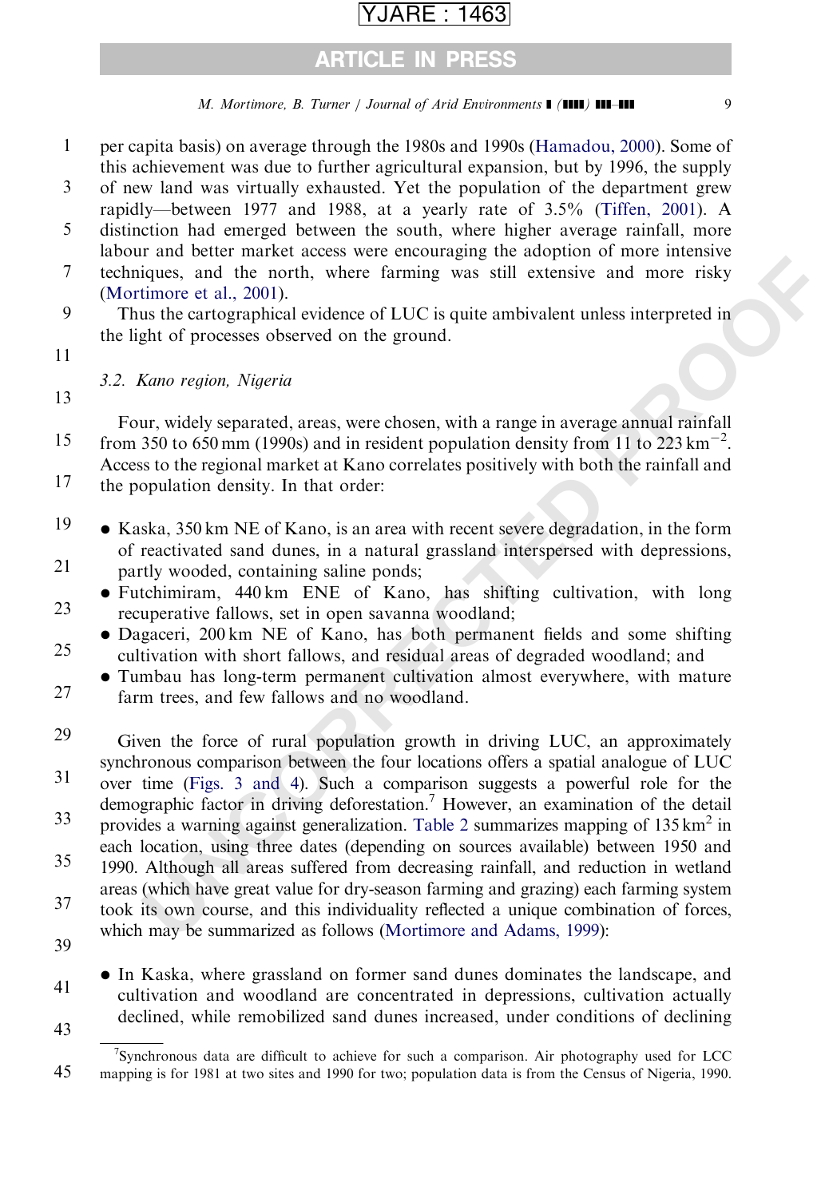per capita basis) on average through the 1980s and 1990s (Hamadou, 2000). Some of this achievement was due to further agricultural expansion, but by 1996, the supply of new land was virtually exhausted. Yet the population of the department grew rapidly—between 1977 and 1988, at a yearly rate of 3.5% (Tiffen, 2001). A distinction had emerged between the south, where higher average rainfall, more labour and better market access were encouraging the adoption of more intensive techniques, and the north, where farming was still extensive and more risky (Mortimore et al., 2001).

Thus the cartographical evidence of LUC is quite ambivalent unless interpreted in the light of processes observed on the ground.

### 3.2. *Kano region, Nigeria*

Four, widely separated, areas, were chosen, with a range in average annual rainfall from 350 to 650 mm (1990s) and in resident population density from 11 to 223 $km^{-2}$. Access to the regional market at Kano correlates positively with both the rainfall and the population density. In that order:

- Kaska, 350 km NE of Kano, is an area with recent severe degradation, in the form of reactivated sand dunes, in a natural grassland interspersed with depressions, partly wooded, containing saline ponds;
- Futchimiram, 440 km ENE of Kano, has shifting cultivation, with long recuperative fallows, set in open savanna woodland;
- Dagaceri, 200 km NE of Kano, has both permanent fields and some shifting cultivation with short fallows, and residual areas of degraded woodland; and
- Tumbau has long-term permanent cultivation almost everywhere, with mature farm trees, and few fallows and no woodland.

Given the force of rural population growth in driving LUC, an approximately synchronous comparison between the four locations offers a spatial analogue of LUC over time (Figs. 3 and 4). Such a comparison suggests a powerful role for the demographic factor in driving deforestation.[7] However, an examination of the detail provides a warning against generalization. Table 2 summarizes mapping of 135 $km^2$ in each location, using three dates (depending on sources available) between 1950 and 1990. Although all areas suffered from decreasing rainfall, and reduction in wetland areas (which have great value for dry-season farming and grazing) each farming system took its own course, and this individuality reflected a unique combination of forces, which may be summarized as follows (Mortimore and Adams, 1999):

- In Kaska, where grassland on former sand dunes dominates the landscape, and cultivation and woodland are concentrated in depressions, cultivation actually declined, while remobilized sand dunes increased, under conditions of declining

[7] Synchronous data are difficult to achieve for such a comparison. Air photography used for LCC mapping is for 1981 at two sites and 1990 for two; population data is from the Census of Nigeria, 1990.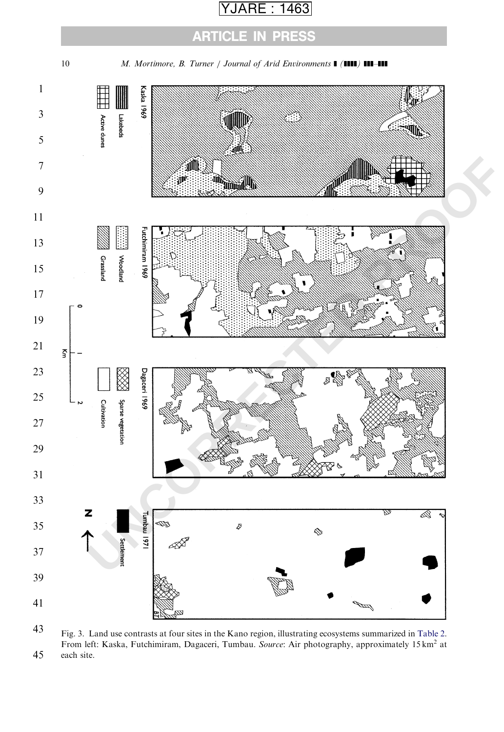Fig. 3. Land use contrasts at four sites in the Kano region, illustrating ecosystems summarized in Table 2. From left: Kaska, Futchimiram, Dagaceri, Tumbau. *Source*: Air photography, approximately 15 km$^2$ at each site.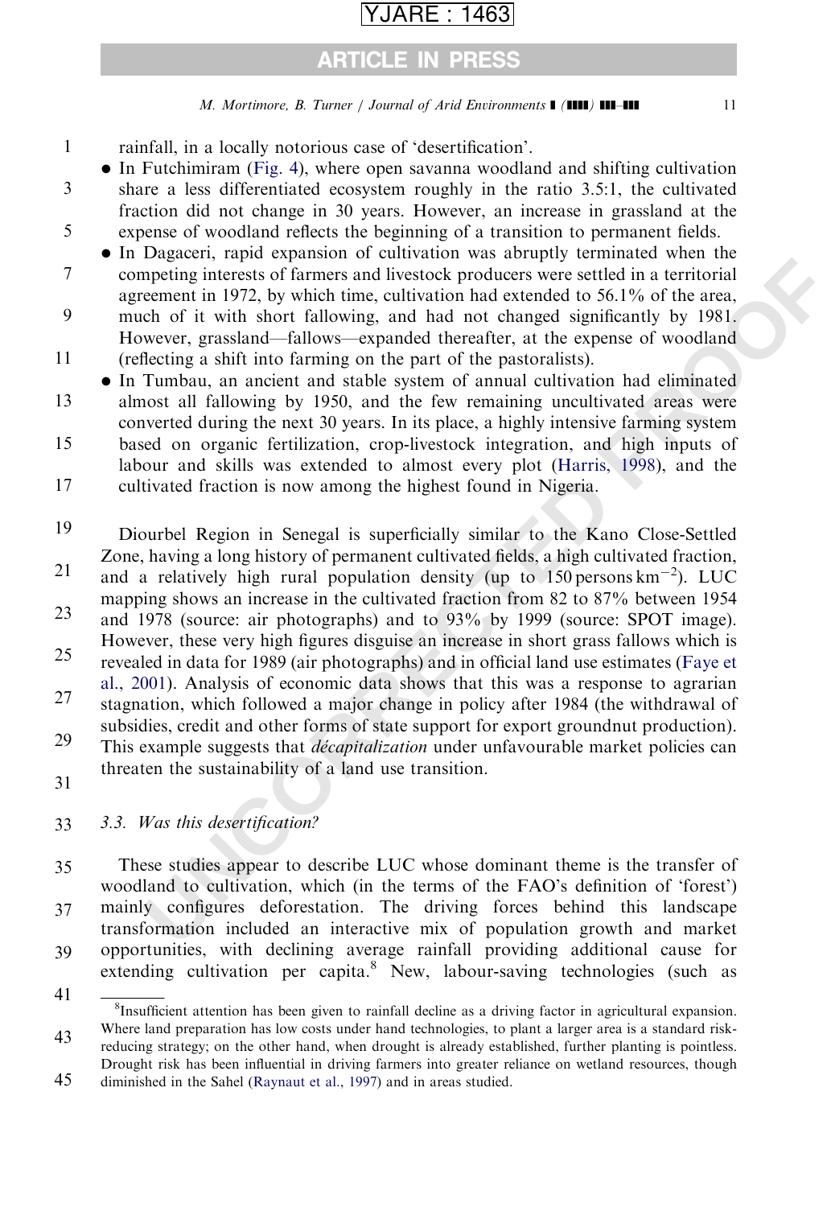rainfall, in a locally notorious case of 'desertification'.

- In Futchimiram (Fig. 4), where open savanna woodland and shifting cultivation share a less differentiated ecosystem roughly in the ratio 3.5:1, the cultivated fraction did not change in 30 years. However, an increase in grassland at the expense of woodland reflects the beginning of a transition to permanent fields.
- In Dagaceri, rapid expansion of cultivation was abruptly terminated when the competing interests of farmers and livestock producers were settled in a territorial agreement in 1972, by which time, cultivation had extended to 56.1% of the area, much of it with short fallowing, and had not changed significantly by 1981. However, grassland—fallows—expanded thereafter, at the expense of woodland (reflecting a shift into farming on the part of the pastoralists).
- In Tumbau, an ancient and stable system of annual cultivation had eliminated almost all fallowing by 1950, and the few remaining uncultivated areas were converted during the next 30 years. In its place, a highly intensive farming system based on organic fertilization, crop-livestock integration, and high inputs of labour and skills was extended to almost every plot (Harris, 1998), and the cultivated fraction is now among the highest found in Nigeria.

Diourbel Region in Senegal is superficially similar to the Kano Close-Settled Zone, having a long history of permanent cultivated fields, a high cultivated fraction, and a relatively high rural population density (up to 150 persons $km^{-2}$). LUC mapping shows an increase in the cultivated fraction from 82 to 87% between 1954 and 1978 (source: air photographs) and to 93% by 1999 (source: SPOT image). However, these very high figures disguise an increase in short grass fallows which is revealed in data for 1989 (air photographs) and in official land use estimates (Faye et al., 2001). Analysis of economic data shows that this was a response to agrarian stagnation, which followed a major change in policy after 1984 (the withdrawal of subsidies, credit and other forms of state support for export groundnut production). This example suggests that *décapitalization* under unfavourable market policies can threaten the sustainability of a land use transition.

### 3.3. Was this desertification?

These studies appear to describe LUC whose dominant theme is the transfer of woodland to cultivation, which (in the terms of the FAO's definition of 'forest') mainly configures deforestation. The driving forces behind this landscape transformation included an interactive mix of population growth and market opportunities, with declining average rainfall providing additional cause for extending cultivation per capita.[8] New, labour-saving technologies (such as

[8]Insufficient attention has been given to rainfall decline as a driving factor in agricultural expansion. Where land preparation has low costs under hand technologies, to plant a larger area is a standard risk-reducing strategy; on the other hand, when drought is already established, further planting is pointless. Drought risk has been influential in driving farmers into greater reliance on wetland resources, though diminished in the Sahel (Raynaut et al., 1997) and in areas studied.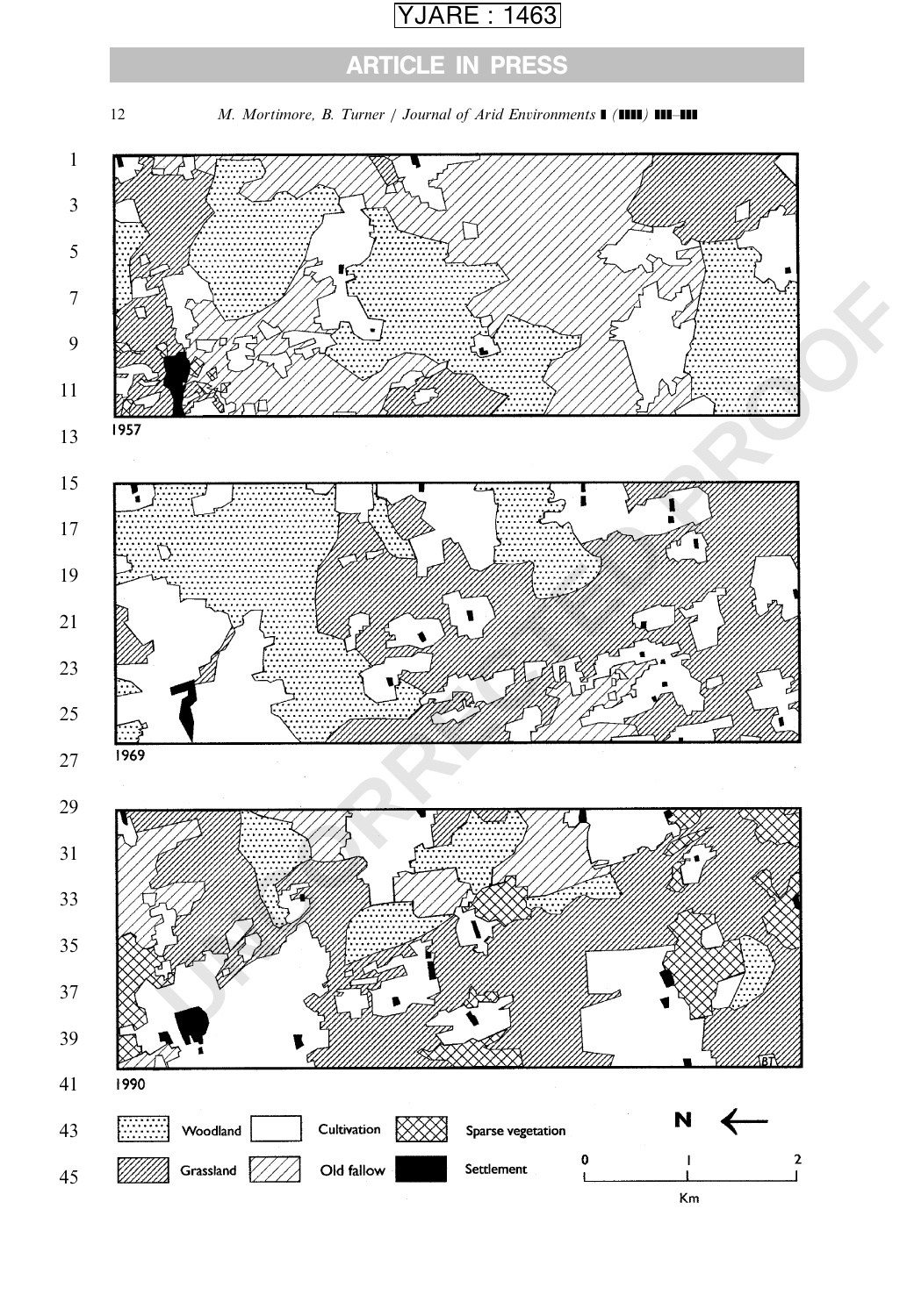1957

1969

1990

Woodland | Cultivation | Sparse vegetation | N ←

Grassland | Old fallow | Settlement | 0 1 2 Km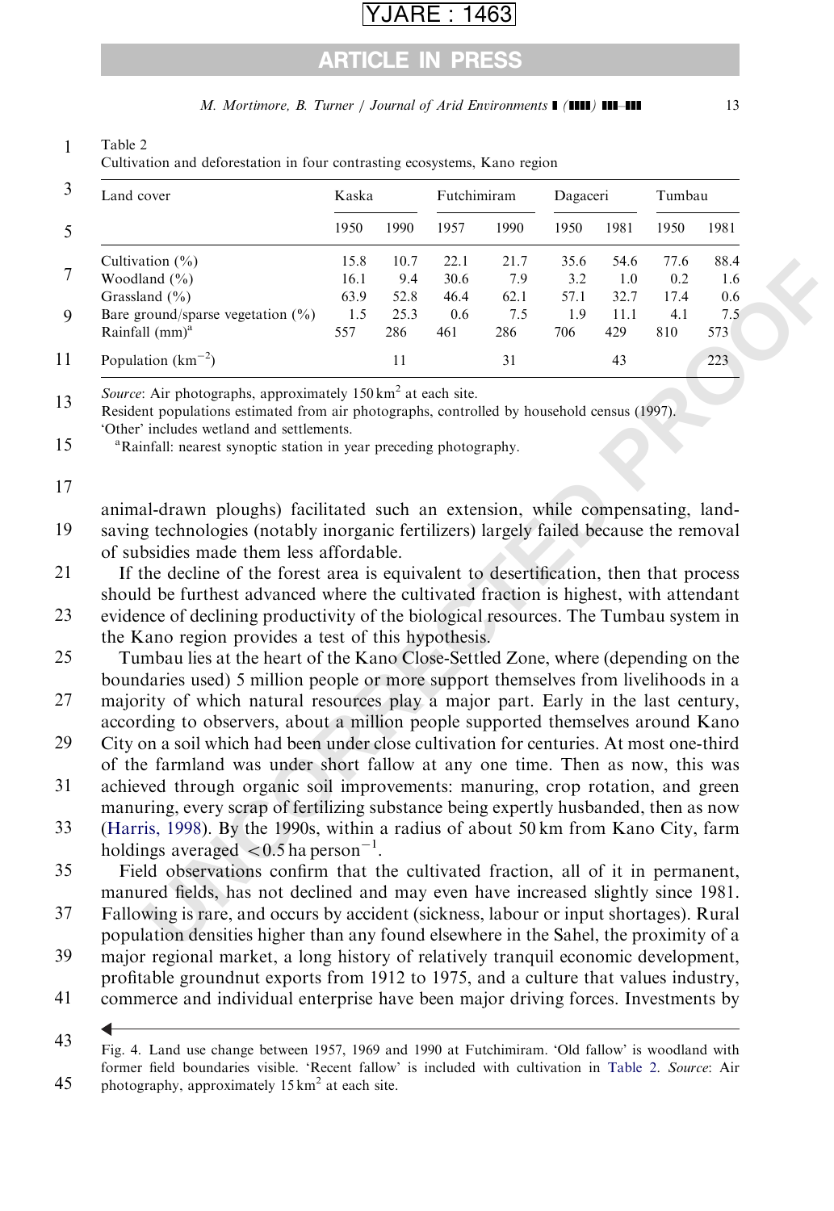Table 2
Cultivation and deforestation in four contrasting ecosystems, Kano region

| Land cover | Kaska | | Futchimiram | | Dagaceri | | Tumbau | |
|---|---|---|---|---|---|---|---|---|
| | 1950 | 1990 | 1957 | 1990 | 1950 | 1981 | 1950 | 1981 |
| Cultivation (%) | 15.8 | 10.7 | 22.1 | 21.7 | 35.6 | 54.6 | 77.6 | 88.4 |
| Woodland (%) | 16.1 | 9.4 | 30.6 | 7.9 | 3.2 | 1.0 | 0.2 | 1.6 |
| Grassland (%) | 63.9 | 52.8 | 46.4 | 62.1 | 57.1 | 32.7 | 17.4 | 0.6 |
| Bare ground/sparse vegetation (%) | 1.5 | 25.3 | 0.6 | 7.5 | 1.9 | 11.1 | 4.1 | 7.5 |
| Rainfall (mm)[a] | 557 | 286 | 461 | 286 | 706 | 429 | 810 | 573 |
| Population ($km^{-2}$) | | 11 | | 31 | | 43 | | 223 |

*Source*: Air photographs, approximately 150 $km^2$ at each site.
Resident populations estimated from air photographs, controlled by household census (1997).
'Other' includes wetland and settlements.
[a]Rainfall: nearest synoptic station in year preceding photography.

animal-drawn ploughs) facilitated such an extension, while compensating, land-saving technologies (notably inorganic fertilizers) largely failed because the removal of subsidies made them less affordable.

If the decline of the forest area is equivalent to desertification, then that process should be furthest advanced where the cultivated fraction is highest, with attendant evidence of declining productivity of the biological resources. The Tumbau system in the Kano region provides a test of this hypothesis.

Tumbau lies at the heart of the Kano Close-Settled Zone, where (depending on the boundaries used) 5 million people or more support themselves from livelihoods in a majority of which natural resources play a major part. Early in the last century, according to observers, about a million people supported themselves around Kano City on a soil which had been under close cultivation for centuries. At most one-third of the farmland was under short fallow at any one time. Then as now, this was achieved through organic soil improvements: manuring, crop rotation, and green manuring, every scrap of fertilizing substance being expertly husbanded, then as now (Harris, 1998). By the 1990s, within a radius of about 50 km from Kano City, farm holdings averaged $<0.5$ ha $person^{-1}$.

Field observations confirm that the cultivated fraction, all of it in permanent, manured fields, has not declined and may even have increased slightly since 1981. Fallowing is rare, and occurs by accident (sickness, labour or input shortages). Rural population densities higher than any found elsewhere in the Sahel, the proximity of a major regional market, a long history of relatively tranquil economic development, profitable groundnut exports from 1912 to 1975, and a culture that values industry, commerce and individual enterprise have been major driving forces. Investments by

Fig. 4. Land use change between 1957, 1969 and 1990 at Futchimiram. 'Old fallow' is woodland with former field boundaries visible. 'Recent fallow' is included with cultivation in Table 2. *Source*: Air photography, approximately 15 $km^2$ at each site.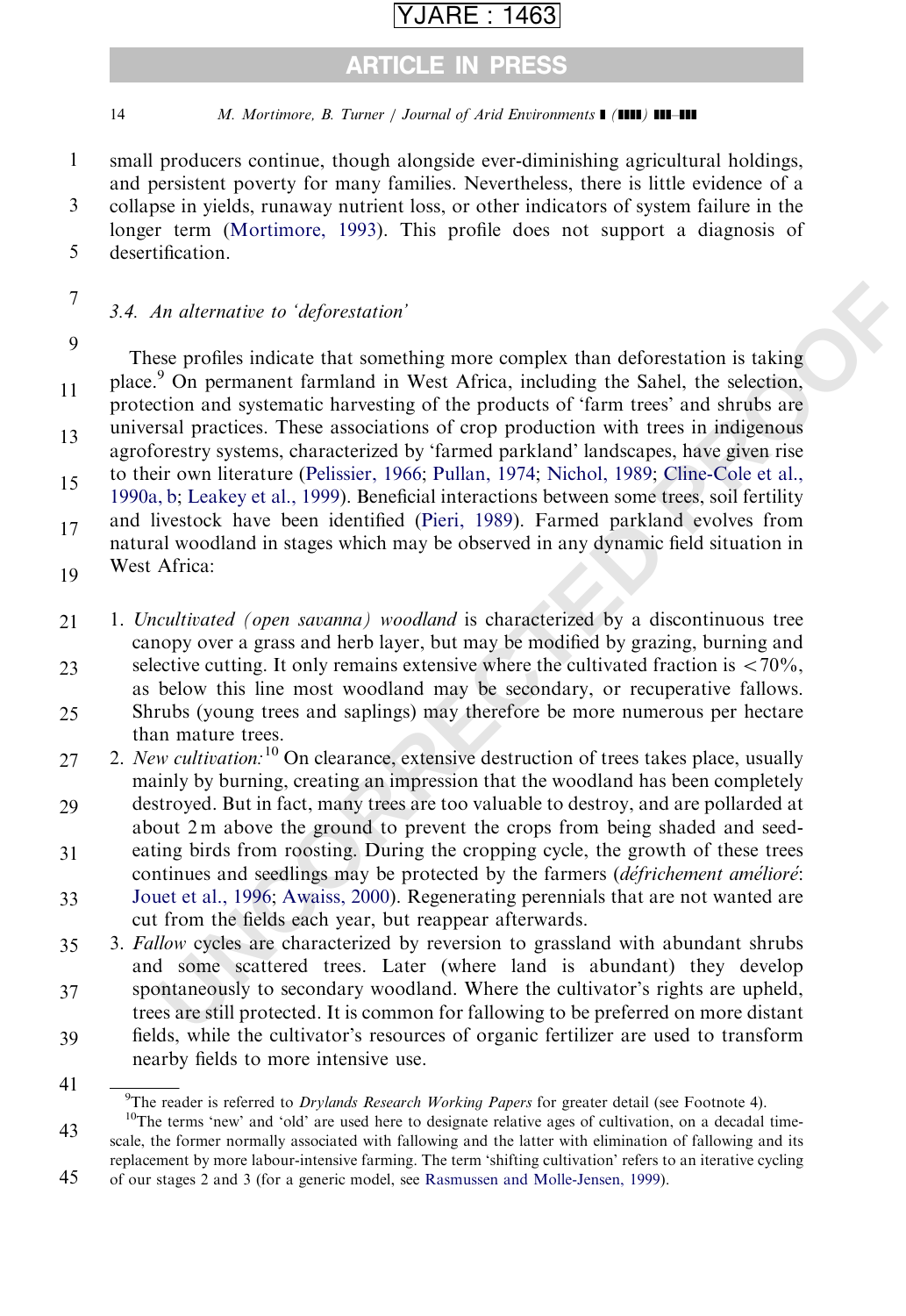small producers continue, though alongside ever-diminishing agricultural holdings, and persistent poverty for many families. Nevertheless, there is little evidence of a collapse in yields, runaway nutrient loss, or other indicators of system failure in the longer term (Mortimore, 1993). This profile does not support a diagnosis of desertification.

### 3.4. An alternative to 'deforestation'

These profiles indicate that something more complex than deforestation is taking place.[9] On permanent farmland in West Africa, including the Sahel, the selection, protection and systematic harvesting of the products of 'farm trees' and shrubs are universal practices. These associations of crop production with trees in indigenous agroforestry systems, characterized by 'farmed parkland' landscapes, have given rise to their own literature (Pelissier, 1966; Pullan, 1974; Nichol, 1989; Cline-Cole et al., 1990a, b; Leakey et al., 1999). Beneficial interactions between some trees, soil fertility and livestock have been identified (Pieri, 1989). Farmed parkland evolves from natural woodland in stages which may be observed in any dynamic field situation in West Africa:

1. *Uncultivated (open savanna) woodland* is characterized by a discontinuous tree canopy over a grass and herb layer, but may be modified by grazing, burning and selective cutting. It only remains extensive where the cultivated fraction is <70%, as below this line most woodland may be secondary, or recuperative fallows. Shrubs (young trees and saplings) may therefore be more numerous per hectare than mature trees.
2. *New cultivation:*[10] On clearance, extensive destruction of trees takes place, usually mainly by burning, creating an impression that the woodland has been completely destroyed. But in fact, many trees are too valuable to destroy, and are pollarded at about 2 m above the ground to prevent the crops from being shaded and seed-eating birds from roosting. During the cropping cycle, the growth of these trees continues and seedlings may be protected by the farmers (*défrichement amélioré*: Jouet et al., 1996; Awaiss, 2000). Regenerating perennials that are not wanted are cut from the fields each year, but reappear afterwards.
3. *Fallow* cycles are characterized by reversion to grassland with abundant shrubs and some scattered trees. Later (where land is abundant) they develop spontaneously to secondary woodland. Where the cultivator's rights are upheld, trees are still protected. It is common for fallowing to be preferred on more distant fields, while the cultivator's resources of organic fertilizer are used to transform nearby fields to more intensive use.

---

[9] The reader is referred to *Drylands Research Working Papers* for greater detail (see Footnote 4).

[10] The terms 'new' and 'old' are used here to designate relative ages of cultivation, on a decadal time-scale, the former normally associated with fallowing and the latter with elimination of fallowing and its replacement by more labour-intensive farming. The term 'shifting cultivation' refers to an iterative cycling of our stages 2 and 3 (for a generic model, see Rasmussen and Molle-Jensen, 1999).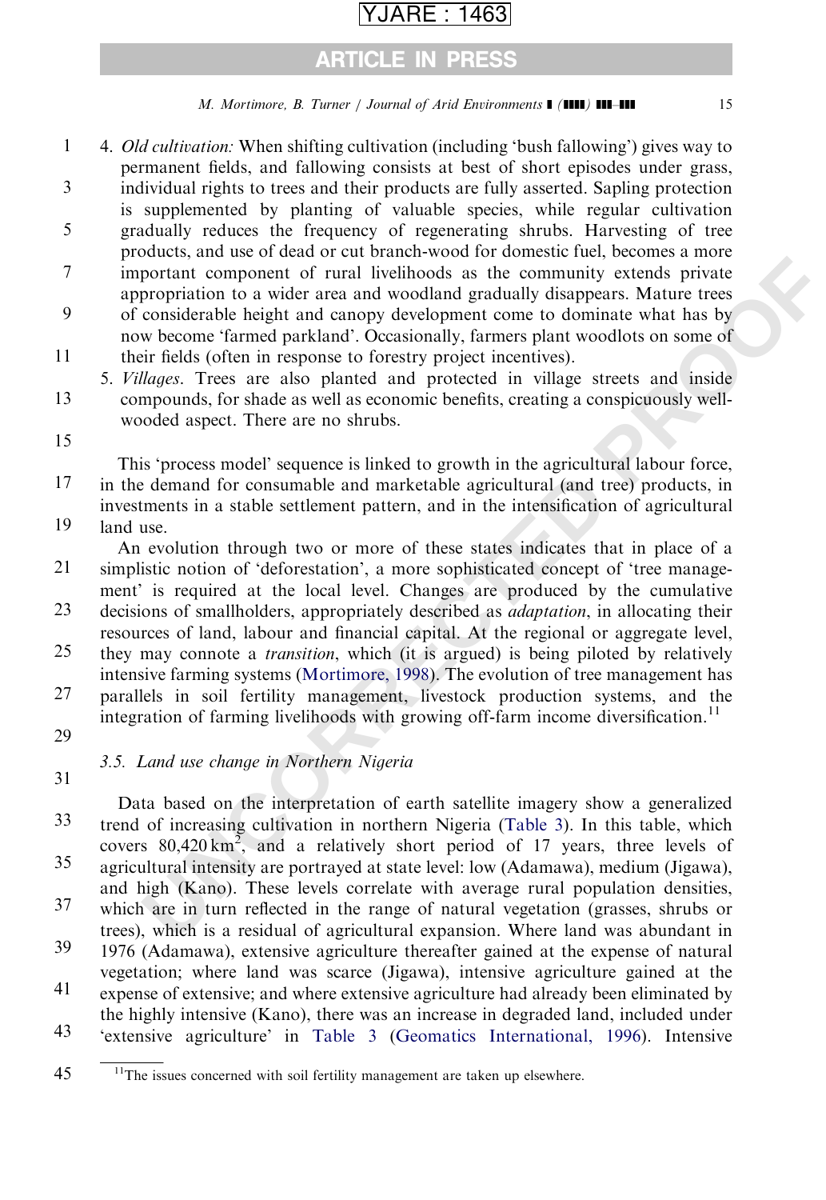4. *Old cultivation:* When shifting cultivation (including 'bush fallowing') gives way to permanent fields, and fallowing consists at best of short episodes under grass, individual rights to trees and their products are fully asserted. Sapling protection is supplemented by planting of valuable species, while regular cultivation gradually reduces the frequency of regenerating shrubs. Harvesting of tree products, and use of dead or cut branch-wood for domestic fuel, becomes a more important component of rural livelihoods as the community extends private appropriation to a wider area and woodland gradually disappears. Mature trees of considerable height and canopy development come to dominate what has by now become 'farmed parkland'. Occasionally, farmers plant woodlots on some of their fields (often in response to forestry project incentives).
5. *Villages*. Trees are also planted and protected in village streets and inside compounds, for shade as well as economic benefits, creating a conspicuously well-wooded aspect. There are no shrubs.

This 'process model' sequence is linked to growth in the agricultural labour force, in the demand for consumable and marketable agricultural (and tree) products, in investments in a stable settlement pattern, and in the intensification of agricultural land use.

An evolution through two or more of these states indicates that in place of a simplistic notion of 'deforestation', a more sophisticated concept of 'tree management' is required at the local level. Changes are produced by the cumulative decisions of smallholders, appropriately described as *adaptation*, in allocating their resources of land, labour and financial capital. At the regional or aggregate level, they may connote a *transition*, which (it is argued) is being piloted by relatively intensive farming systems (Mortimore, 1998). The evolution of tree management has parallels in soil fertility management, livestock production systems, and the integration of farming livelihoods with growing off-farm income diversification.[11]

### 3.5. Land use change in Northern Nigeria

Data based on the interpretation of earth satellite imagery show a generalized trend of increasing cultivation in northern Nigeria (Table 3). In this table, which covers 80,420 $km^2$, and a relatively short period of 17 years, three levels of agricultural intensity are portrayed at state level: low (Adamawa), medium (Jigawa), and high (Kano). These levels correlate with average rural population densities, which are in turn reflected in the range of natural vegetation (grasses, shrubs or trees), which is a residual of agricultural expansion. Where land was abundant in 1976 (Adamawa), extensive agriculture thereafter gained at the expense of natural vegetation; where land was scarce (Jigawa), intensive agriculture gained at the expense of extensive; and where extensive agriculture had already been eliminated by the highly intensive (Kano), there was an increase in degraded land, included under 'extensive agriculture' in Table 3 (Geomatics International, 1996). Intensive

[11] The issues concerned with soil fertility management are taken up elsewhere.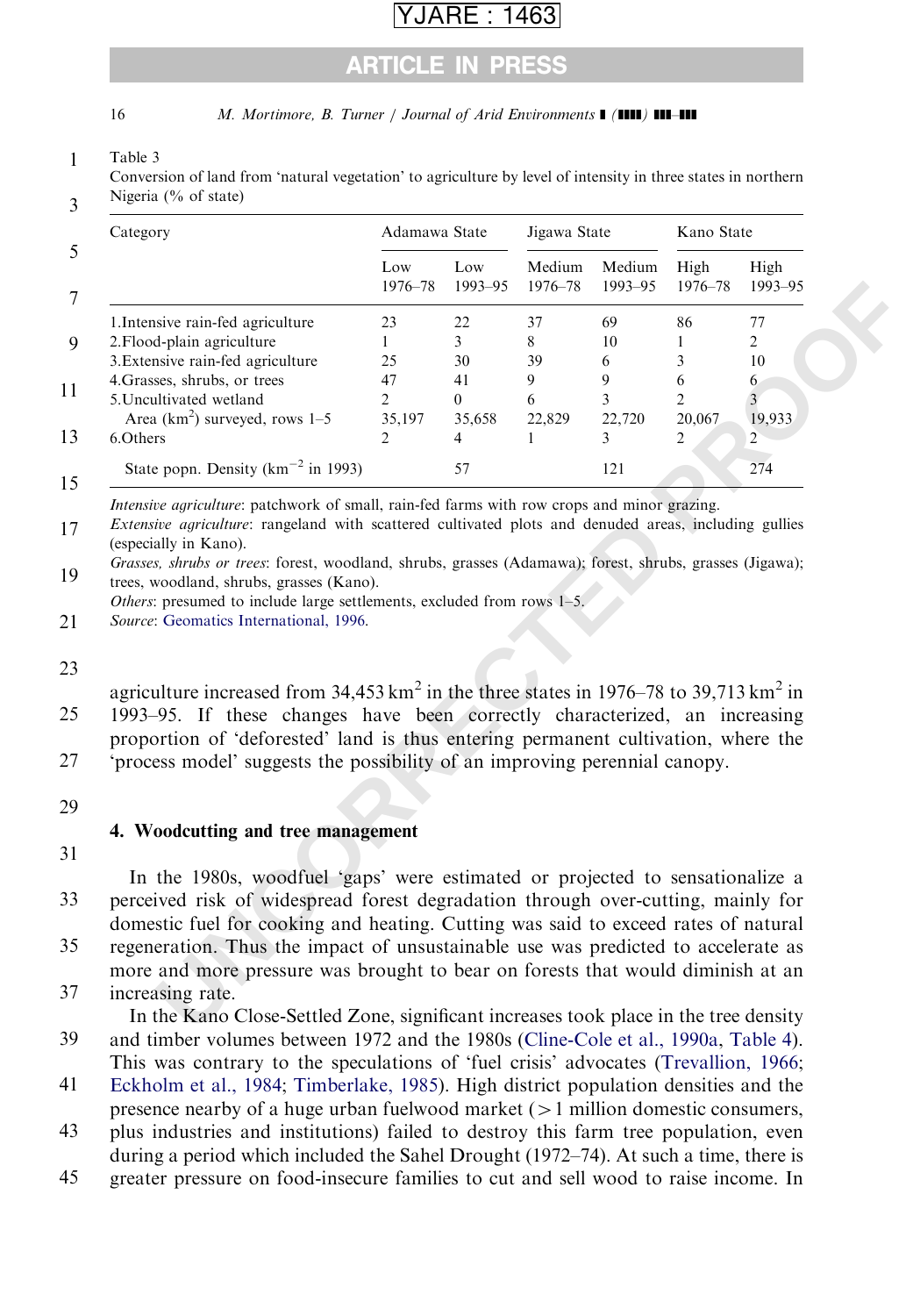Table 3
Conversion of land from 'natural vegetation' to agriculture by level of intensity in three states in northern Nigeria (% of state)

| Category | Adamawa State | | Jigawa State | | Kano State | |
|---|---|---|---|---|---|---|
| | Low 1976–78 | Low 1993–95 | Medium 1976–78 | Medium 1993–95 | High 1976–78 | High 1993–95 |
| 1.Intensive rain-fed agriculture | 23 | 22 | 37 | 69 | 86 | 77 |
| 2.Flood-plain agriculture | 1 | 3 | 8 | 10 | 1 | 2 |
| 3.Extensive rain-fed agriculture | 25 | 30 | 39 | 6 | 3 | 10 |
| 4.Grasses, shrubs, or trees | 47 | 41 | 9 | 9 | 6 | 6 |
| 5.Uncultivated wetland | 2 | 0 | 6 | 3 | 2 | 3 |
| Area (km$^2$) surveyed, rows 1–5 | 35,197 | 35,658 | 22,829 | 22,720 | 20,067 | 19,933 |
| 6.Others | 2 | 4 | 1 | 3 | 2 | 2 |
| State popn. Density (km$^{-2}$ in 1993) | | 57 | | 121 | | 274 |

*Intensive agriculture*: patchwork of small, rain-fed farms with row crops and minor grazing.
*Extensive agriculture*: rangeland with scattered cultivated plots and denuded areas, including gullies (especially in Kano).
*Grasses, shrubs or trees*: forest, woodland, shrubs, grasses (Adamawa); forest, shrubs, grasses (Jigawa); trees, woodland, shrubs, grasses (Kano).
*Others*: presumed to include large settlements, excluded from rows 1–5.
*Source*: Geomatics International, 1996.

agriculture increased from 34,453 km$^2$ in the three states in 1976–78 to 39,713 km$^2$ in 1993–95. If these changes have been correctly characterized, an increasing proportion of 'deforested' land is thus entering permanent cultivation, where the 'process model' suggests the possibility of an improving perennial canopy.

## 4. Woodcutting and tree management

In the 1980s, woodfuel 'gaps' were estimated or projected to sensationalize a perceived risk of widespread forest degradation through over-cutting, mainly for domestic fuel for cooking and heating. Cutting was said to exceed rates of natural regeneration. Thus the impact of unsustainable use was predicted to accelerate as more and more pressure was brought to bear on forests that would diminish at an increasing rate.

In the Kano Close-Settled Zone, significant increases took place in the tree density and timber volumes between 1972 and the 1980s (Cline-Cole et al., 1990a, Table 4). This was contrary to the speculations of 'fuel crisis' advocates (Trevallion, 1966; Eckholm et al., 1984; Timberlake, 1985). High district population densities and the presence nearby of a huge urban fuelwood market (>1 million domestic consumers, plus industries and institutions) failed to destroy this farm tree population, even during a period which included the Sahel Drought (1972–74). At such a time, there is greater pressure on food-insecure families to cut and sell wood to raise income. In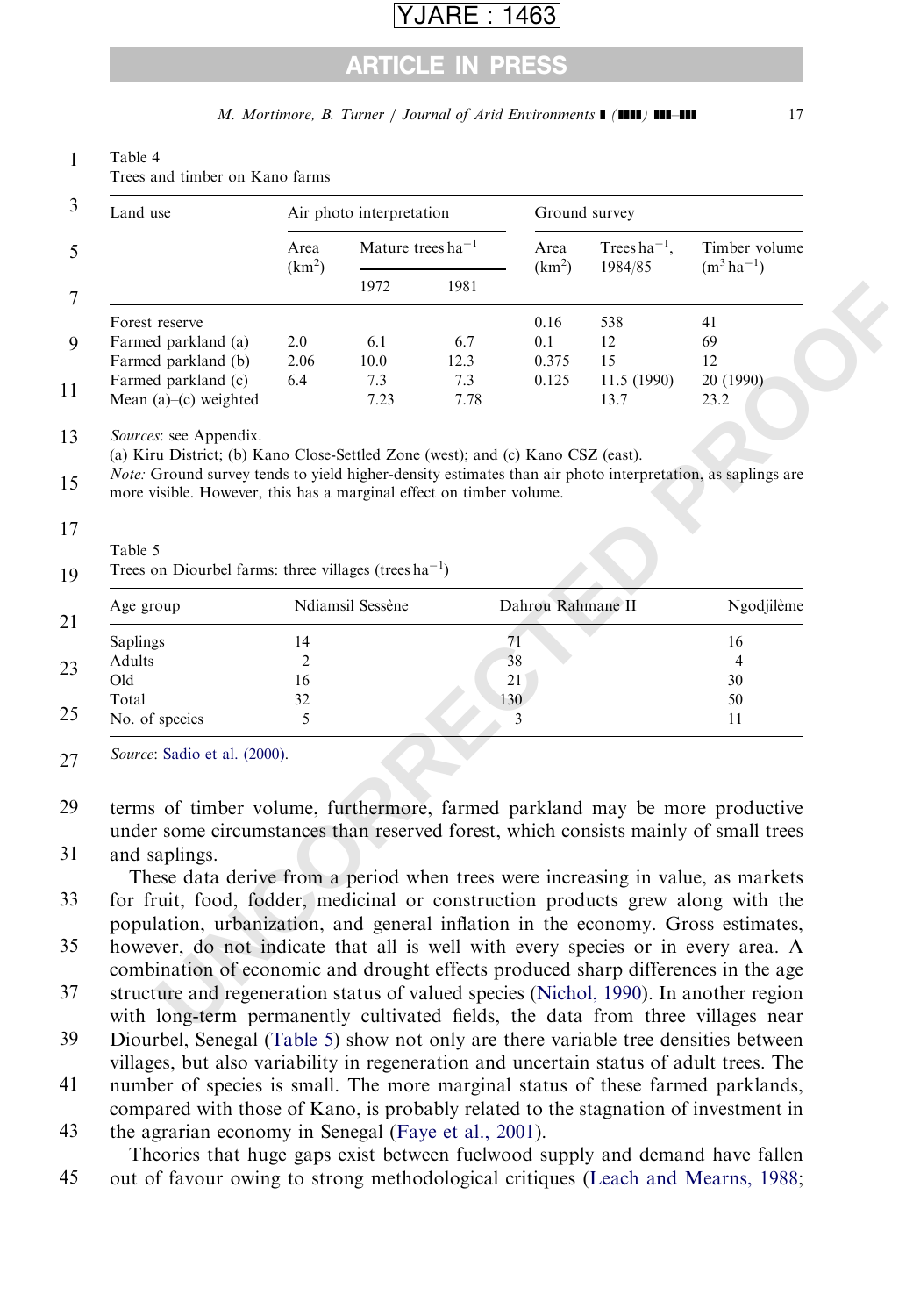Table 4
Trees and timber on Kano farms

| Land use | Air photo interpretation | | | Ground survey | | |
|---|---|---|---|---|---|---|
| | Area ($km^2$) | Mature trees $ha^{-1}$ | | Area ($km^2$) | Trees $ha^{-1}$, 1984/85 | Timber volume ($m^3\ ha^{-1}$) |
| | | 1972 | 1981 | | | |
| Forest reserve | | | | 0.16 | 538 | 41 |
| Farmed parkland (a) | 2.0 | 6.1 | 6.7 | 0.1 | 12 | 69 |
| Farmed parkland (b) | 2.06 | 10.0 | 12.3 | 0.375 | 15 | 12 |
| Farmed parkland (c) | 6.4 | 7.3 | 7.3 | 0.125 | 11.5 (1990) | 20 (1990) |
| Mean (a)–(c) weighted | | 7.23 | 7.78 | | 13.7 | 23.2 |

*Sources*: see Appendix.
(a) Kiru District; (b) Kano Close-Settled Zone (west); and (c) Kano CSZ (east).
*Note:* Ground survey tends to yield higher-density estimates than air photo interpretation, as saplings are more visible. However, this has a marginal effect on timber volume.

Table 5
Trees on Diourbel farms: three villages (trees $ha^{-1}$)

| Age group | Ndiamsil Sessène | Dahrou Rahmane II | Ngodjilème |
|---|---|---|---|
| Saplings | 14 | 71 | 16 |
| Adults | 2 | 38 | 4 |
| Old | 16 | 21 | 30 |
| Total | 32 | 130 | 50 |
| No. of species | 5 | 3 | 11 |

*Source*: Sadio et al. (2000).

terms of timber volume, furthermore, farmed parkland may be more productive under some circumstances than reserved forest, which consists mainly of small trees and saplings.

These data derive from a period when trees were increasing in value, as markets for fruit, food, fodder, medicinal or construction products grew along with the population, urbanization, and general inflation in the economy. Gross estimates, however, do not indicate that all is well with every species or in every area. A combination of economic and drought effects produced sharp differences in the age structure and regeneration status of valued species (Nichol, 1990). In another region with long-term permanently cultivated fields, the data from three villages near Diourbel, Senegal (Table 5) show not only are there variable tree densities between villages, but also variability in regeneration and uncertain status of adult trees. The number of species is small. The more marginal status of these farmed parklands, compared with those of Kano, is probably related to the stagnation of investment in the agrarian economy in Senegal (Faye et al., 2001).

Theories that huge gaps exist between fuelwood supply and demand have fallen out of favour owing to strong methodological critiques (Leach and Mearns, 1988;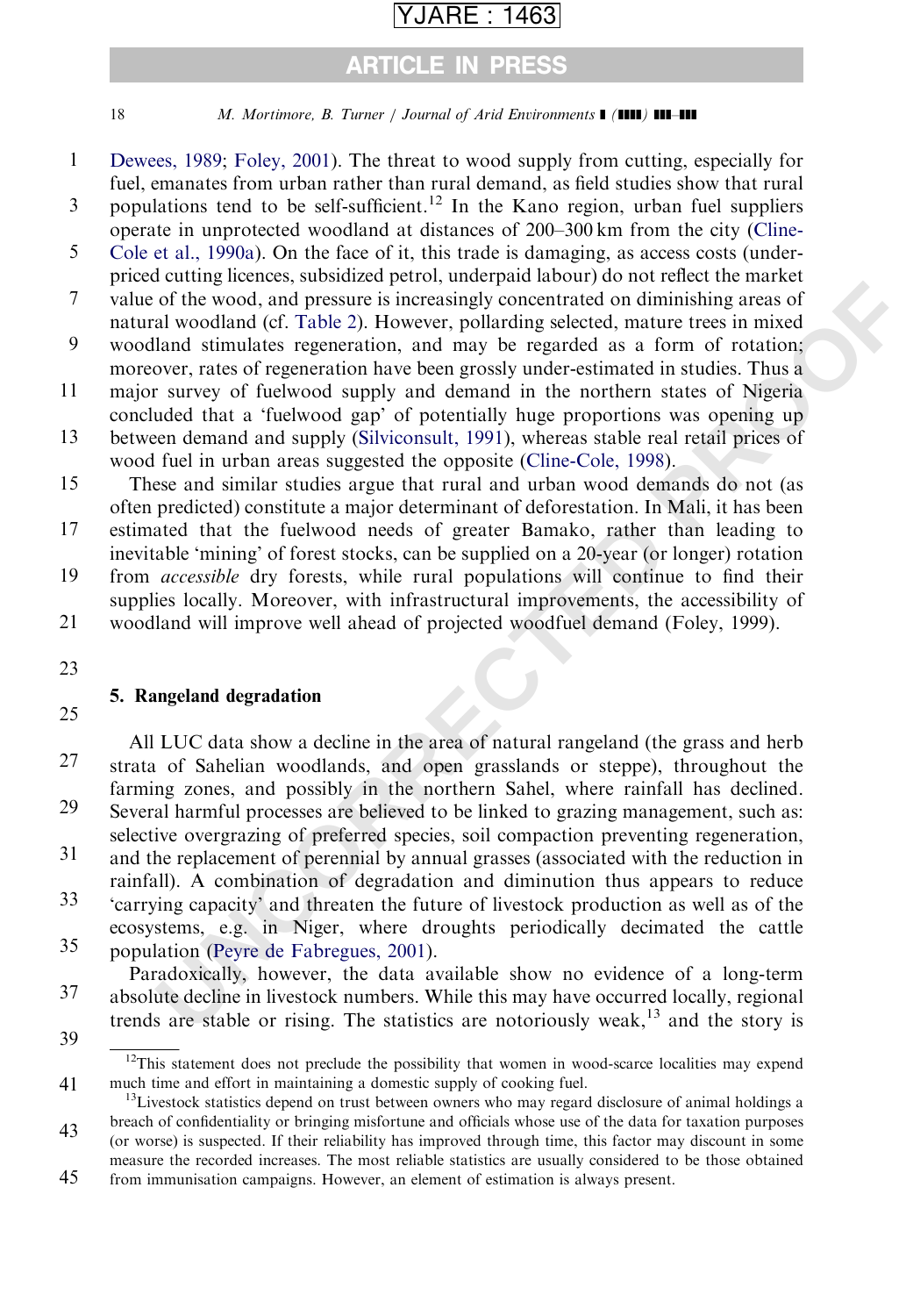Dewees, 1989; Foley, 2001). The threat to wood supply from cutting, especially for fuel, emanates from urban rather than rural demand, as field studies show that rural populations tend to be self-sufficient.[12] In the Kano region, urban fuel suppliers operate in unprotected woodland at distances of 200–300 km from the city (Cline-Cole et al., 1990a). On the face of it, this trade is damaging, as access costs (under-priced cutting licences, subsidized petrol, underpaid labour) do not reflect the market value of the wood, and pressure is increasingly concentrated on diminishing areas of natural woodland (cf. Table 2). However, pollarding selected, mature trees in mixed woodland stimulates regeneration, and may be regarded as a form of rotation; moreover, rates of regeneration have been grossly under-estimated in studies. Thus a major survey of fuelwood supply and demand in the northern states of Nigeria concluded that a 'fuelwood gap' of potentially huge proportions was opening up between demand and supply (Silviconsult, 1991), whereas stable real retail prices of wood fuel in urban areas suggested the opposite (Cline-Cole, 1998).

These and similar studies argue that rural and urban wood demands do not (as often predicted) constitute a major determinant of deforestation. In Mali, it has been estimated that the fuelwood needs of greater Bamako, rather than leading to inevitable 'mining' of forest stocks, can be supplied on a 20-year (or longer) rotation from *accessible* dry forests, while rural populations will continue to find their supplies locally. Moreover, with infrastructural improvements, the accessibility of woodland will improve well ahead of projected woodfuel demand (Foley, 1999).

## 5. Rangeland degradation

All LUC data show a decline in the area of natural rangeland (the grass and herb strata of Sahelian woodlands, and open grasslands or steppe), throughout the farming zones, and possibly in the northern Sahel, where rainfall has declined. Several harmful processes are believed to be linked to grazing management, such as: selective overgrazing of preferred species, soil compaction preventing regeneration, and the replacement of perennial by annual grasses (associated with the reduction in rainfall). A combination of degradation and diminution thus appears to reduce 'carrying capacity' and threaten the future of livestock production as well as of the ecosystems, e.g. in Niger, where droughts periodically decimated the cattle population (Peyre de Fabregues, 2001).

Paradoxically, however, the data available show no evidence of a long-term absolute decline in livestock numbers. While this may have occurred locally, regional trends are stable or rising. The statistics are notoriously weak,[13] and the story is

---

[12] This statement does not preclude the possibility that women in wood-scarce localities may expend much time and effort in maintaining a domestic supply of cooking fuel.

[13] Livestock statistics depend on trust between owners who may regard disclosure of animal holdings a breach of confidentiality or bringing misfortune and officials whose use of the data for taxation purposes (or worse) is suspected. If their reliability has improved through time, this factor may discount in some measure the recorded increases. The most reliable statistics are usually considered to be those obtained from immunisation campaigns. However, an element of estimation is always present.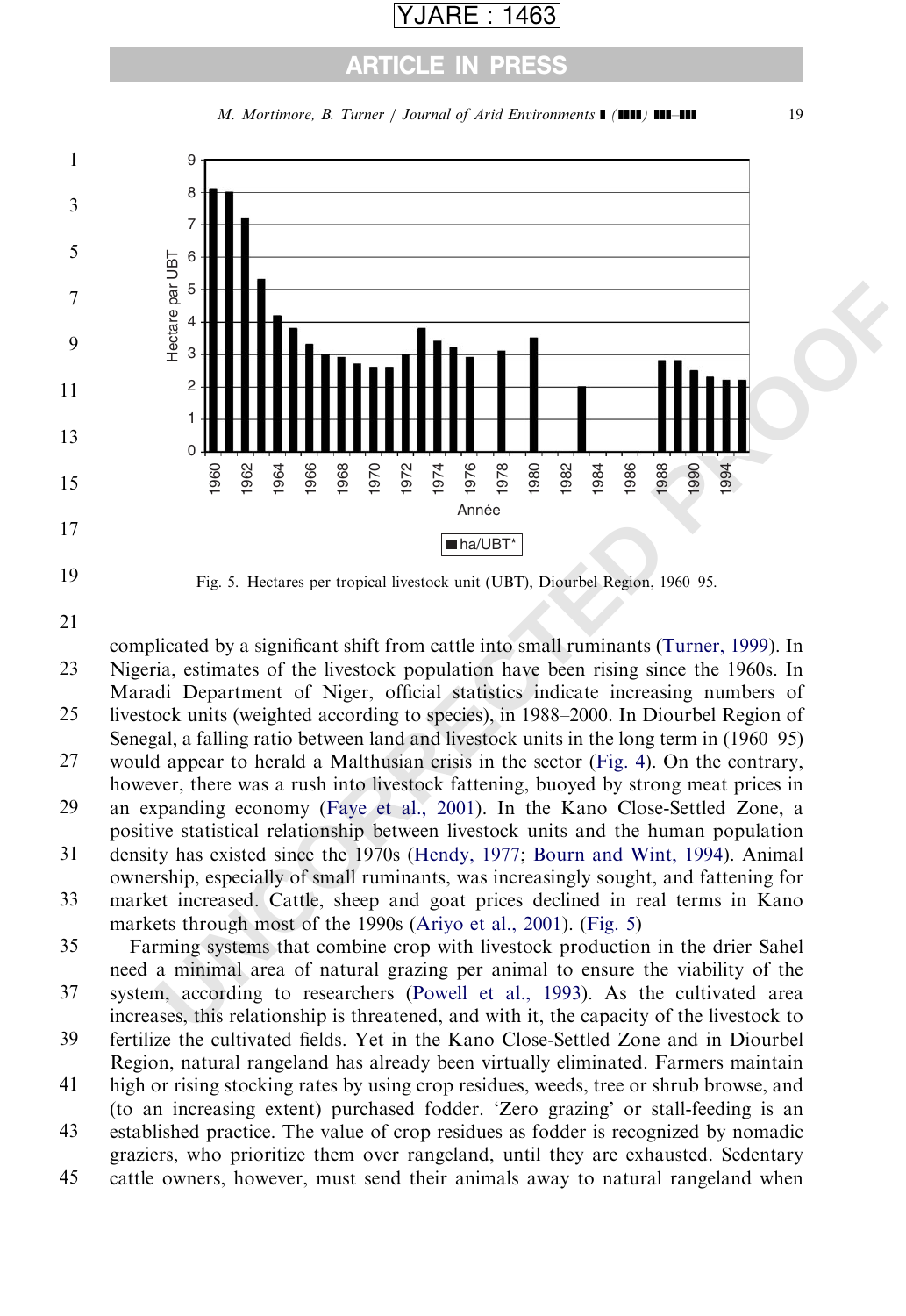Fig. 5. Hectares per tropical livestock unit (UBT), Diourbel Region, 1960–95.

complicated by a significant shift from cattle into small ruminants (Turner, 1999). In Nigeria, estimates of the livestock population have been rising since the 1960s. In Maradi Department of Niger, official statistics indicate increasing numbers of livestock units (weighted according to species), in 1988–2000. In Diourbel Region of Senegal, a falling ratio between land and livestock units in the long term in (1960–95) would appear to herald a Malthusian crisis in the sector (Fig. 4). On the contrary, however, there was a rush into livestock fattening, buoyed by strong meat prices in an expanding economy (Faye et al., 2001). In the Kano Close-Settled Zone, a positive statistical relationship between livestock units and the human population density has existed since the 1970s (Hendy, 1977; Bourn and Wint, 1994). Animal ownership, especially of small ruminants, was increasingly sought, and fattening for market increased. Cattle, sheep and goat prices declined in real terms in Kano markets through most of the 1990s (Ariyo et al., 2001). (Fig. 5)

Farming systems that combine crop with livestock production in the drier Sahel need a minimal area of natural grazing per animal to ensure the viability of the system, according to researchers (Powell et al., 1993). As the cultivated area increases, this relationship is threatened, and with it, the capacity of the livestock to fertilize the cultivated fields. Yet in the Kano Close-Settled Zone and in Diourbel Region, natural rangeland has already been virtually eliminated. Farmers maintain high or rising stocking rates by using crop residues, weeds, tree or shrub browse, and (to an increasing extent) purchased fodder. 'Zero grazing' or stall-feeding is an established practice. The value of crop residues as fodder is recognized by nomadic graziers, who prioritize them over rangeland, until they are exhausted. Sedentary cattle owners, however, must send their animals away to natural rangeland when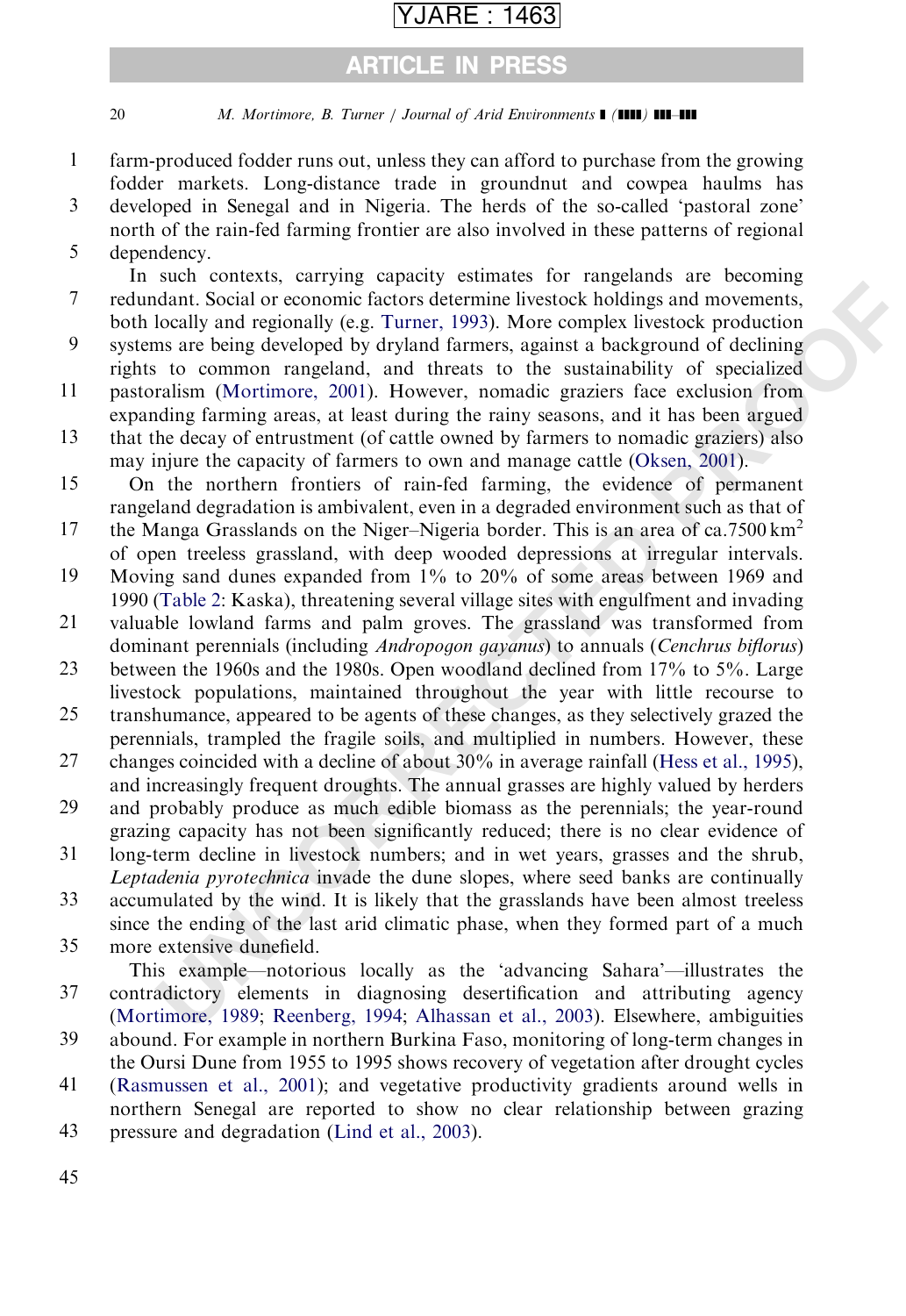farm-produced fodder runs out, unless they can afford to purchase from the growing fodder markets. Long-distance trade in groundnut and cowpea haulms has developed in Senegal and in Nigeria. The herds of the so-called 'pastoral zone' north of the rain-fed farming frontier are also involved in these patterns of regional dependency.

In such contexts, carrying capacity estimates for rangelands are becoming redundant. Social or economic factors determine livestock holdings and movements, both locally and regionally (e.g. Turner, 1993). More complex livestock production systems are being developed by dryland farmers, against a background of declining rights to common rangeland, and threats to the sustainability of specialized pastoralism (Mortimore, 2001). However, nomadic graziers face exclusion from expanding farming areas, at least during the rainy seasons, and it has been argued that the decay of entrustment (of cattle owned by farmers to nomadic graziers) also may injure the capacity of farmers to own and manage cattle (Oksen, 2001).

On the northern frontiers of rain-fed farming, the evidence of permanent rangeland degradation is ambivalent, even in a degraded environment such as that of the Manga Grasslands on the Niger–Nigeria border. This is an area of ca.7500 $km^2$ of open treeless grassland, with deep wooded depressions at irregular intervals. Moving sand dunes expanded from 1% to 20% of some areas between 1969 and 1990 (Table 2: Kaska), threatening several village sites with engulfment and invading valuable lowland farms and palm groves. The grassland was transformed from dominant perennials (including *Andropogon gayanus*) to annuals (*Cenchrus biflorus*) between the 1960s and the 1980s. Open woodland declined from 17% to 5%. Large livestock populations, maintained throughout the year with little recourse to transhumance, appeared to be agents of these changes, as they selectively grazed the perennials, trampled the fragile soils, and multiplied in numbers. However, these changes coincided with a decline of about 30% in average rainfall (Hess et al., 1995), and increasingly frequent droughts. The annual grasses are highly valued by herders and probably produce as much edible biomass as the perennials; the year-round grazing capacity has not been significantly reduced; there is no clear evidence of long-term decline in livestock numbers; and in wet years, grasses and the shrub, *Leptadenia pyrotechnica* invade the dune slopes, where seed banks are continually accumulated by the wind. It is likely that the grasslands have been almost treeless since the ending of the last arid climatic phase, when they formed part of a much more extensive dunefield.

This example—notorious locally as the 'advancing Sahara'—illustrates the contradictory elements in diagnosing desertification and attributing agency (Mortimore, 1989; Reenberg, 1994; Alhassan et al., 2003). Elsewhere, ambiguities abound. For example in northern Burkina Faso, monitoring of long-term changes in the Oursi Dune from 1955 to 1995 shows recovery of vegetation after drought cycles (Rasmussen et al., 2001); and vegetative productivity gradients around wells in northern Senegal are reported to show no clear relationship between grazing pressure and degradation (Lind et al., 2003).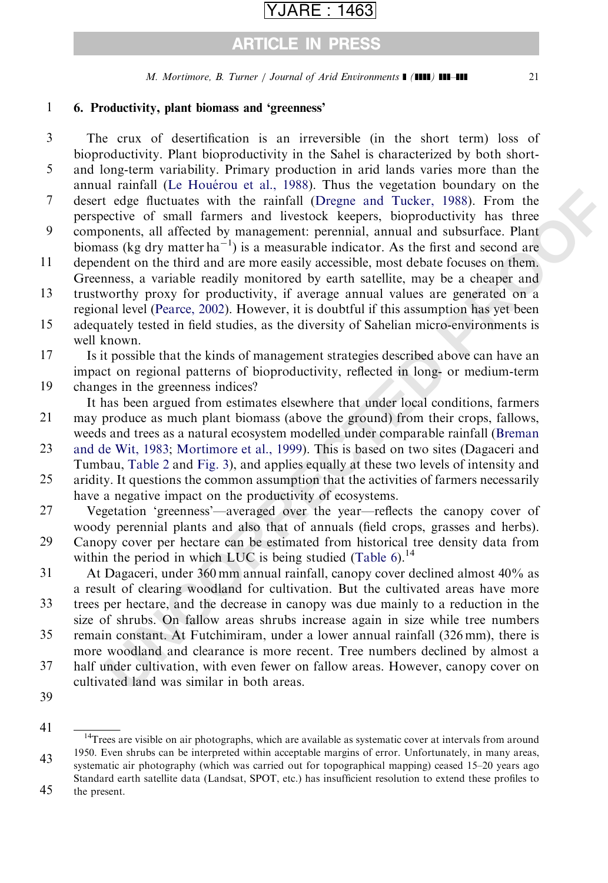## 6. Productivity, plant biomass and 'greenness'

The crux of desertification is an irreversible (in the short term) loss of bioproductivity. Plant bioproductivity in the Sahel is characterized by both short- and long-term variability. Primary production in arid lands varies more than the annual rainfall (Le Houérou et al., 1988). Thus the vegetation boundary on the desert edge fluctuates with the rainfall (Dregne and Tucker, 1988). From the perspective of small farmers and livestock keepers, bioproductivity has three components, all affected by management: perennial, annual and subsurface. Plant biomass (kg dry matter $ha^{-1}$) is a measurable indicator. As the first and second are dependent on the third and are more easily accessible, most debate focuses on them. Greenness, a variable readily monitored by earth satellite, may be a cheaper and trustworthy proxy for productivity, if average annual values are generated on a regional level (Pearce, 2002). However, it is doubtful if this assumption has yet been adequately tested in field studies, as the diversity of Sahelian micro-environments is well known.

Is it possible that the kinds of management strategies described above can have an impact on regional patterns of bioproductivity, reflected in long- or medium-term changes in the greenness indices?

It has been argued from estimates elsewhere that under local conditions, farmers may produce as much plant biomass (above the ground) from their crops, fallows, weeds and trees as a natural ecosystem modelled under comparable rainfall (Breman and de Wit, 1983; Mortimore et al., 1999). This is based on two sites (Dagaceri and Tumbau, Table 2 and Fig. 3), and applies equally at these two levels of intensity and aridity. It questions the common assumption that the activities of farmers necessarily have a negative impact on the productivity of ecosystems.

Vegetation 'greenness'—averaged over the year—reflects the canopy cover of woody perennial plants and also that of annuals (field crops, grasses and herbs). Canopy cover per hectare can be estimated from historical tree density data from within the period in which LUC is being studied (Table 6).[14]

At Dagaceri, under 360 mm annual rainfall, canopy cover declined almost 40% as a result of clearing woodland for cultivation. But the cultivated areas have more trees per hectare, and the decrease in canopy was due mainly to a reduction in the size of shrubs. On fallow areas shrubs increase again in size while tree numbers remain constant. At Futchimiram, under a lower annual rainfall (326 mm), there is more woodland and clearance is more recent. Tree numbers declined by almost a half under cultivation, with even fewer on fallow areas. However, canopy cover on cultivated land was similar in both areas.

---

[14] Trees are visible on air photographs, which are available as systematic cover at intervals from around 1950. Even shrubs can be interpreted within acceptable margins of error. Unfortunately, in many areas, systematic air photography (which was carried out for topographical mapping) ceased 15–20 years ago Standard earth satellite data (Landsat, SPOT, etc.) has insufficient resolution to extend these profiles to the present.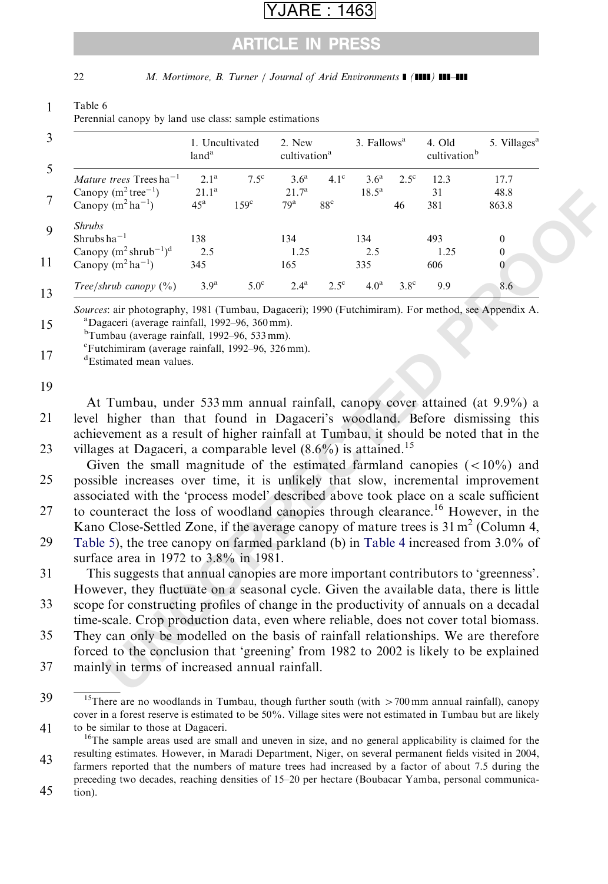Table 6
Perennial canopy by land use class: sample estimations

| | 1. Uncultivated land[a] | | 2. New cultivation[a] | | 3. Fallows[a] | | 4. Old cultivation[b] | 5. Villages[a] |
|---|---|---|---|---|---|---|---|---|
| *Mature trees* Trees $ha^{-1}$ | 2.1[a] | 7.5[c] | 3.6[a] | 4.1[c] | 3.6[a] | 2.5[c] | 12.3 | 17.7 |
| Canopy ($m^2$ $tree^{-1}$) | 21.1[a] | | 21.7[a] | | 18.5[a] | | 31 | 48.8 |
| Canopy ($m^2$ $ha^{-1}$) | 45[a] | 159[c] | 79[a] | 88[c] | | 46 | 381 | 863.8 |
| *Shrubs* | | | | | | | | |
| Shrubs $ha^{-1}$ | 138 | | 134 | | 134 | | 493 | 0 |
| Canopy ($m^2$ $shrub^{-1}$)[d] | 2.5 | | 1.25 | | 2.5 | | 1.25 | 0 |
| Canopy ($m^2$ $ha^{-1}$) | 345 | | 165 | | 335 | | 606 | 0 |
| *Tree/shrub canopy* (%) | 3.9[a] | 5.0[c] | 2.4[a] | 2.5[c] | 4.0[a] | 3.8[c] | 9.9 | 8.6 |

*Sources*: air photography, 1981 (Tumbau, Dagaceri); 1990 (Futchimiram). For method, see Appendix A.
[a]Dagaceri (average rainfall, 1992–96, 360 mm).
[b]Tumbau (average rainfall, 1992–96, 533 mm).
[c]Futchimiram (average rainfall, 1992–96, 326 mm).
[d]Estimated mean values.

At Tumbau, under 533 mm annual rainfall, canopy cover attained (at 9.9%) a level higher than that found in Dagaceri's woodland. Before dismissing this achievement as a result of higher rainfall at Tumbau, it should be noted that in the villages at Dagaceri, a comparable level (8.6%) is attained.[15]

Given the small magnitude of the estimated farmland canopies (<10%) and possible increases over time, it is unlikely that slow, incremental improvement associated with the 'process model' described above took place on a scale sufficient to counteract the loss of woodland canopies through clearance.[16] However, in the Kano Close-Settled Zone, if the average canopy of mature trees is 31 $m^2$ (Column 4, Table 5), the tree canopy on farmed parkland (b) in Table 4 increased from 3.0% of surface area in 1972 to 3.8% in 1981.

This suggests that annual canopies are more important contributors to 'greenness'. However, they fluctuate on a seasonal cycle. Given the available data, there is little scope for constructing profiles of change in the productivity of annuals on a decadal time-scale. Crop production data, even where reliable, does not cover total biomass. They can only be modelled on the basis of rainfall relationships. We are therefore forced to the conclusion that 'greening' from 1982 to 2002 is likely to be explained mainly in terms of increased annual rainfall.

[15]There are no woodlands in Tumbau, though further south (with >700 mm annual rainfall), canopy cover in a forest reserve is estimated to be 50%. Village sites were not estimated in Tumbau but are likely to be similar to those at Dagaceri.

[16]The sample areas used are small and uneven in size, and no general applicability is claimed for the resulting estimates. However, in Maradi Department, Niger, on several permanent fields visited in 2004, farmers reported that the numbers of mature trees had increased by a factor of about 7.5 during the preceding two decades, reaching densities of 15–20 per hectare (Boubacar Yamba, personal communication).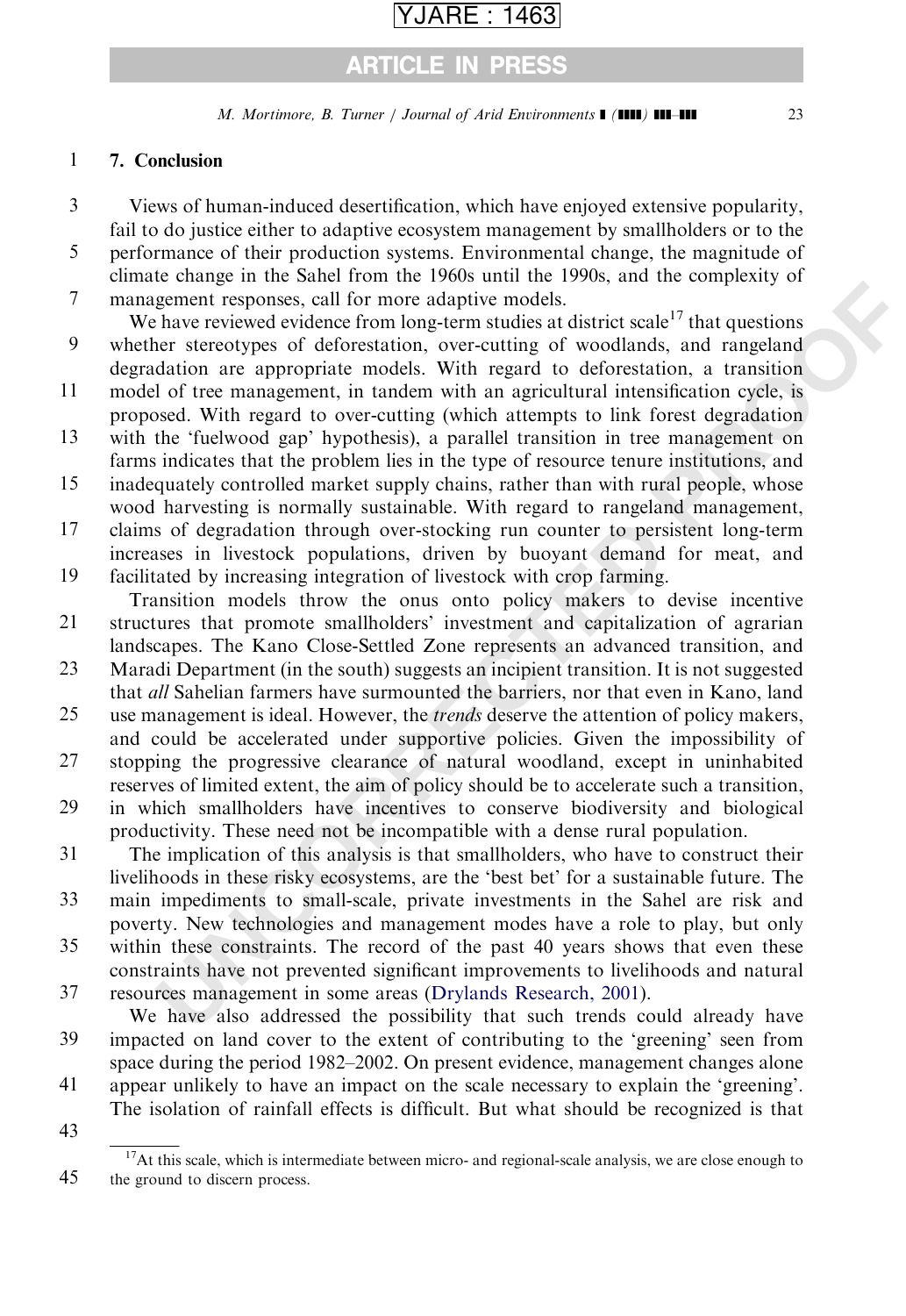## 7. Conclusion

Views of human-induced desertification, which have enjoyed extensive popularity, fail to do justice either to adaptive ecosystem management by smallholders or to the performance of their production systems. Environmental change, the magnitude of climate change in the Sahel from the 1960s until the 1990s, and the complexity of management responses, call for more adaptive models.

We have reviewed evidence from long-term studies at district scale[17] that questions whether stereotypes of deforestation, over-cutting of woodlands, and rangeland degradation are appropriate models. With regard to deforestation, a transition model of tree management, in tandem with an agricultural intensification cycle, is proposed. With regard to over-cutting (which attempts to link forest degradation with the 'fuelwood gap' hypothesis), a parallel transition in tree management on farms indicates that the problem lies in the type of resource tenure institutions, and inadequately controlled market supply chains, rather than with rural people, whose wood harvesting is normally sustainable. With regard to rangeland management, claims of degradation through over-stocking run counter to persistent long-term increases in livestock populations, driven by buoyant demand for meat, and facilitated by increasing integration of livestock with crop farming.

Transition models throw the onus onto policy makers to devise incentive structures that promote smallholders' investment and capitalization of agrarian landscapes. The Kano Close-Settled Zone represents an advanced transition, and Maradi Department (in the south) suggests an incipient transition. It is not suggested that *all* Sahelian farmers have surmounted the barriers, nor that even in Kano, land use management is ideal. However, the *trends* deserve the attention of policy makers, and could be accelerated under supportive policies. Given the impossibility of stopping the progressive clearance of natural woodland, except in uninhabited reserves of limited extent, the aim of policy should be to accelerate such a transition, in which smallholders have incentives to conserve biodiversity and biological productivity. These need not be incompatible with a dense rural population.

The implication of this analysis is that smallholders, who have to construct their livelihoods in these risky ecosystems, are the 'best bet' for a sustainable future. The main impediments to small-scale, private investments in the Sahel are risk and poverty. New technologies and management modes have a role to play, but only within these constraints. The record of the past 40 years shows that even these constraints have not prevented significant improvements to livelihoods and natural resources management in some areas (Drylands Research, 2001).

We have also addressed the possibility that such trends could already have impacted on land cover to the extent of contributing to the 'greening' seen from space during the period 1982–2002. On present evidence, management changes alone appear unlikely to have an impact on the scale necessary to explain the 'greening'. The isolation of rainfall effects is difficult. But what should be recognized is that

[17] At this scale, which is intermediate between micro- and regional-scale analysis, we are close enough to the ground to discern process.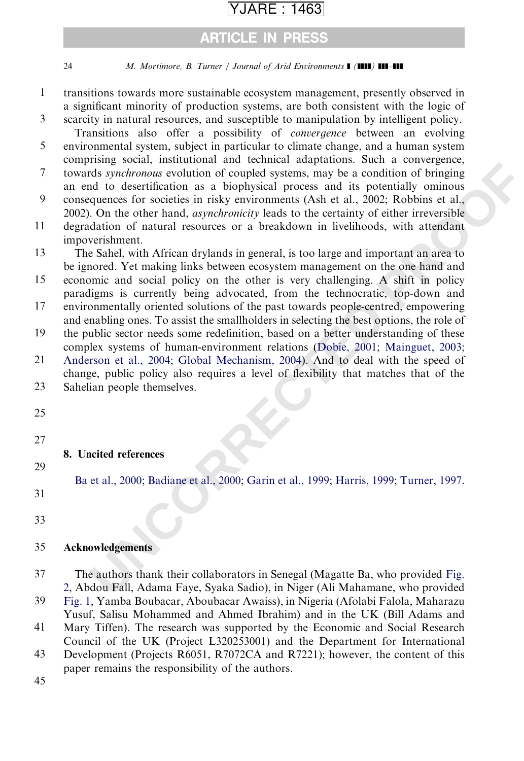transitions towards more sustainable ecosystem management, presently observed in a significant minority of production systems, are both consistent with the logic of scarcity in natural resources, and susceptible to manipulation by intelligent policy.

Transitions also offer a possibility of *convergence* between an evolving environmental system, subject in particular to climate change, and a human system comprising social, institutional and technical adaptations. Such a convergence, towards *synchronous* evolution of coupled systems, may be a condition of bringing an end to desertification as a biophysical process and its potentially ominous consequences for societies in risky environments (Ash et al., 2002; Robbins et al., 2002). On the other hand, *asynchronicity* leads to the certainty of either irreversible degradation of natural resources or a breakdown in livelihoods, with attendant impoverishment.

The Sahel, with African drylands in general, is too large and important an area to be ignored. Yet making links between ecosystem management on the one hand and economic and social policy on the other is very challenging. A shift in policy paradigms is currently being advocated, from the technocratic, top-down and environmentally oriented solutions of the past towards people-centred, empowering and enabling ones. To assist the smallholders in selecting the best options, the role of the public sector needs some redefinition, based on a better understanding of these complex systems of human-environment relations (Dobie, 2001; Mainguet, 2003; Anderson et al., 2004; Global Mechanism, 2004). And to deal with the speed of change, public policy also requires a level of flexibility that matches that of the Sahelian people themselves.

## 8. Uncited references

Ba et al., 2000; Badiane et al., 2000; Garin et al., 1999; Harris, 1999; Turner, 1997.

## Acknowledgements

The authors thank their collaborators in Senegal (Magatte Ba, who provided Fig. 2, Abdou Fall, Adama Faye, Syaka Sadio), in Niger (Ali Mahamane, who provided Fig. 1, Yamba Boubacar, Aboubacar Awaiss), in Nigeria (Afolabi Falola, Maharazu Yusuf, Salisu Mohammed and Ahmed Ibrahim) and in the UK (Bill Adams and Mary Tiffen). The research was supported by the Economic and Social Research Council of the UK (Project L320253001) and the Department for International Development (Projects R6051, R7072CA and R7221); however, the content of this paper remains the responsibility of the authors.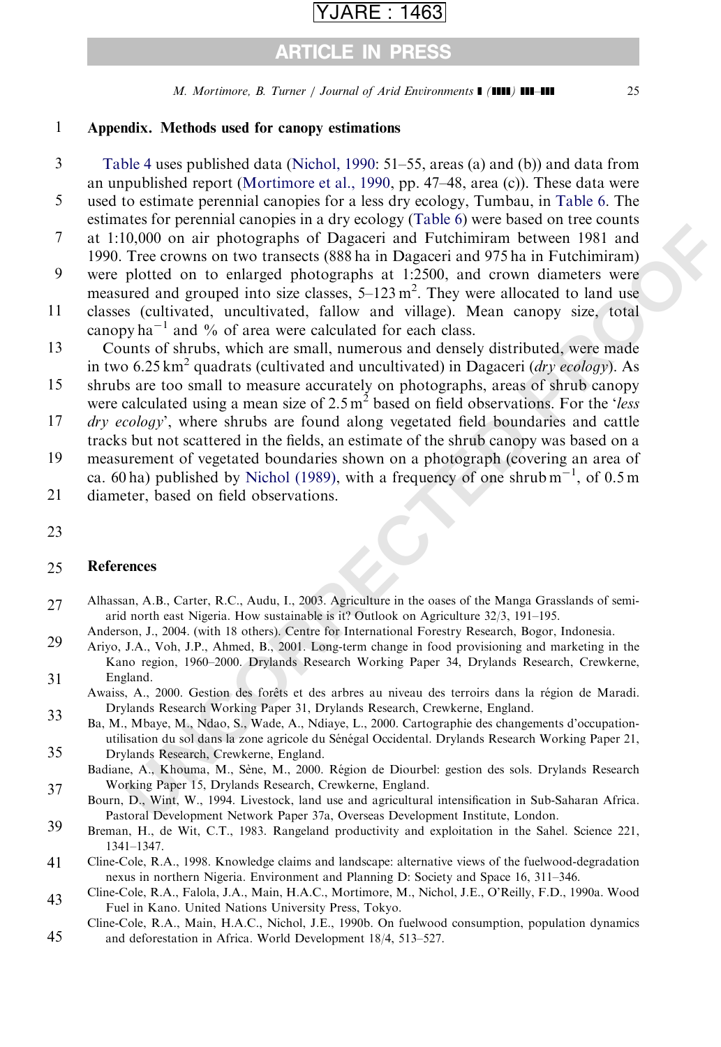## Appendix. Methods used for canopy estimations

Table 4 uses published data (Nichol, 1990: 51–55, areas (a) and (b)) and data from an unpublished report (Mortimore et al., 1990, pp. 47–48, area (c)). These data were used to estimate perennial canopies for a less dry ecology, Tumbau, in Table 6. The estimates for perennial canopies in a dry ecology (Table 6) were based on tree counts at 1:10,000 on air photographs of Dagaceri and Futchimiram between 1981 and 1990. Tree crowns on two transects (888 ha in Dagaceri and 975 ha in Futchimiram) were plotted on to enlarged photographs at 1:2500, and crown diameters were measured and grouped into size classes, 5–123 $m^2$. They were allocated to land use classes (cultivated, uncultivated, fallow and village). Mean canopy size, total canopy $ha^{-1}$ and % of area were calculated for each class.

Counts of shrubs, which are small, numerous and densely distributed, were made in two 6.25 $km^2$ quadrats (cultivated and uncultivated) in Dagaceri (*dry ecology*). As shrubs are too small to measure accurately on photographs, areas of shrub canopy were calculated using a mean size of 2.5 $m^2$ based on field observations. For the '*less dry ecology*', where shrubs are found along vegetated field boundaries and cattle tracks but not scattered in the fields, an estimate of the shrub canopy was based on a measurement of vegetated boundaries shown on a photograph (covering an area of ca. 60 ha) published by Nichol (1989), with a frequency of one shrub $m^{-1}$, of 0.5 m diameter, based on field observations.

## References

Alhassan, A.B., Carter, R.C., Audu, I., 2003. Agriculture in the oases of the Manga Grasslands of semi-arid north east Nigeria. How sustainable is it? Outlook on Agriculture 32/3, 191–195.

Anderson, J., 2004. (with 18 others). Centre for International Forestry Research, Bogor, Indonesia.

Ariyo, J.A., Voh, J.P., Ahmed, B., 2001. Long-term change in food provisioning and marketing in the Kano region, 1960–2000. Drylands Research Working Paper 34, Drylands Research, Crewkerne, England.

Awaiss, A., 2000. Gestion des forêts et des arbres au niveau des terroirs dans la région de Maradi. Drylands Research Working Paper 31, Drylands Research, Crewkerne, England.

Ba, M., Mbaye, M., Ndao, S., Wade, A., Ndiaye, L., 2000. Cartographie des changements d'occupation-utilisation du sol dans la zone agricole du Sénégal Occidental. Drylands Research Working Paper 21, Drylands Research, Crewkerne, England.

Badiane, A., Khouma, M., Sène, M., 2000. Région de Diourbel: gestion des sols. Drylands Research Working Paper 15, Drylands Research, Crewkerne, England.

Bourn, D., Wint, W., 1994. Livestock, land use and agricultural intensification in Sub-Saharan Africa. Pastoral Development Network Paper 37a, Overseas Development Institute, London.

Breman, H., de Wit, C.T., 1983. Rangeland productivity and exploitation in the Sahel. Science 221, 1341–1347.

Cline-Cole, R.A., 1998. Knowledge claims and landscape: alternative views of the fuelwood-degradation nexus in northern Nigeria. Environment and Planning D: Society and Space 16, 311–346.

Cline-Cole, R.A., Falola, J.A., Main, H.A.C., Mortimore, M., Nichol, J.E., O'Reilly, F.D., 1990a. Wood Fuel in Kano. United Nations University Press, Tokyo.

Cline-Cole, R.A., Main, H.A.C., Nichol, J.E., 1990b. On fuelwood consumption, population dynamics and deforestation in Africa. World Development 18/4, 513–527.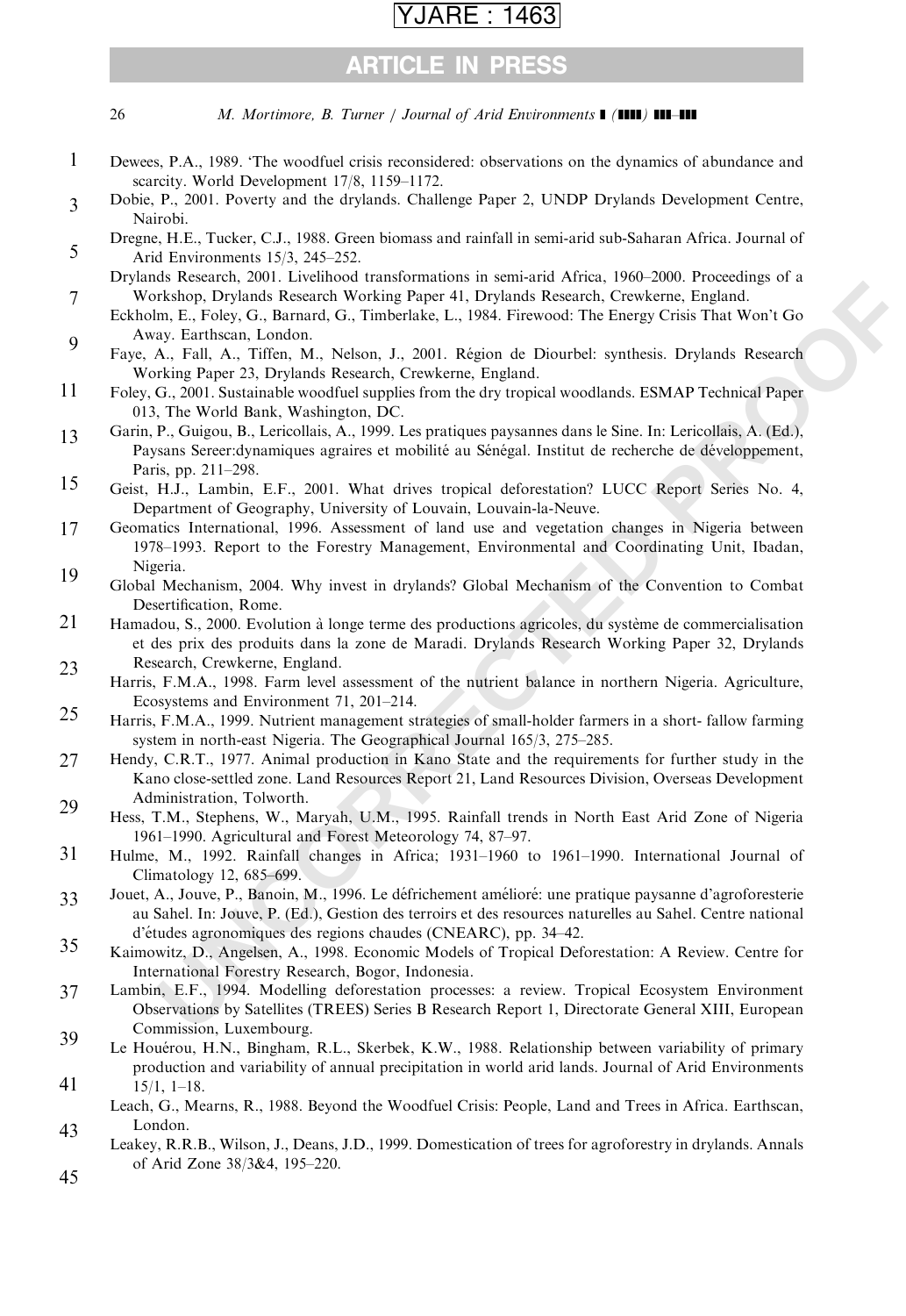Dewees, P.A., 1989. 'The woodfuel crisis reconsidered: observations on the dynamics of abundance and scarcity. World Development 17/8, 1159–1172.

Dobie, P., 2001. Poverty and the drylands. Challenge Paper 2, UNDP Drylands Development Centre, Nairobi.

Dregne, H.E., Tucker, C.J., 1988. Green biomass and rainfall in semi-arid sub-Saharan Africa. Journal of Arid Environments 15/3, 245–252.

Drylands Research, 2001. Livelihood transformations in semi-arid Africa, 1960–2000. Proceedings of a Workshop, Drylands Research Working Paper 41, Drylands Research, Crewkerne, England.

Eckholm, E., Foley, G., Barnard, G., Timberlake, L., 1984. Firewood: The Energy Crisis That Won't Go Away. Earthscan, London.

Faye, A., Fall, A., Tiffen, M., Nelson, J., 2001. Région de Diourbel: synthesis. Drylands Research Working Paper 23, Drylands Research, Crewkerne, England.

Foley, G., 2001. Sustainable woodfuel supplies from the dry tropical woodlands. ESMAP Technical Paper 013, The World Bank, Washington, DC.

Garin, P., Guigou, B., Lericollais, A., 1999. Les pratiques paysannes dans le Sine. In: Lericollais, A. (Ed.), Paysans Sereer:dynamiques agraires et mobilité au Sénégal. Institut de recherche de développement, Paris, pp. 211–298.

Geist, H.J., Lambin, E.F., 2001. What drives tropical deforestation? LUCC Report Series No. 4, Department of Geography, University of Louvain, Louvain-la-Neuve.

Geomatics International, 1996. Assessment of land use and vegetation changes in Nigeria between 1978–1993. Report to the Forestry Management, Environmental and Coordinating Unit, Ibadan, Nigeria.

Global Mechanism, 2004. Why invest in drylands? Global Mechanism of the Convention to Combat Desertification, Rome.

Hamadou, S., 2000. Evolution à longe terme des productions agricoles, du système de commercialisation et des prix des produits dans la zone de Maradi. Drylands Research Working Paper 32, Drylands Research, Crewkerne, England.

Harris, F.M.A., 1998. Farm level assessment of the nutrient balance in northern Nigeria. Agriculture, Ecosystems and Environment 71, 201–214.

Harris, F.M.A., 1999. Nutrient management strategies of small-holder farmers in a short- fallow farming system in north-east Nigeria. The Geographical Journal 165/3, 275–285.

Hendy, C.R.T., 1977. Animal production in Kano State and the requirements for further study in the Kano close-settled zone. Land Resources Report 21, Land Resources Division, Overseas Development Administration, Tolworth.

Hess, T.M., Stephens, W., Maryah, U.M., 1995. Rainfall trends in North East Arid Zone of Nigeria 1961–1990. Agricultural and Forest Meteorology 74, 87–97.

Hulme, M., 1992. Rainfall changes in Africa; 1931–1960 to 1961–1990. International Journal of Climatology 12, 685–699.

Jouet, A., Jouve, P., Banoin, M., 1996. Le défrichement amélioré: une pratique paysanne d'agroforesterie au Sahel. In: Jouve, P. (Ed.), Gestion des terroirs et des resources naturelles au Sahel. Centre national d'études agronomiques des regions chaudes (CNEARC), pp. 34–42.

Kaimowitz, D., Angelsen, A., 1998. Economic Models of Tropical Deforestation: A Review. Centre for International Forestry Research, Bogor, Indonesia.

Lambin, E.F., 1994. Modelling deforestation processes: a review. Tropical Ecosystem Environment Observations by Satellites (TREES) Series B Research Report 1, Directorate General XIII, European Commission, Luxembourg.

Le Houérou, H.N., Bingham, R.L., Skerbek, K.W., 1988. Relationship between variability of primary production and variability of annual precipitation in world arid lands. Journal of Arid Environments 15/1, 1–18.

Leach, G., Mearns, R., 1988. Beyond the Woodfuel Crisis: People, Land and Trees in Africa. Earthscan, London.

Leakey, R.R.B., Wilson, J., Deans, J.D., 1999. Domestication of trees for agroforestry in drylands. Annals of Arid Zone 38/3&4, 195–220.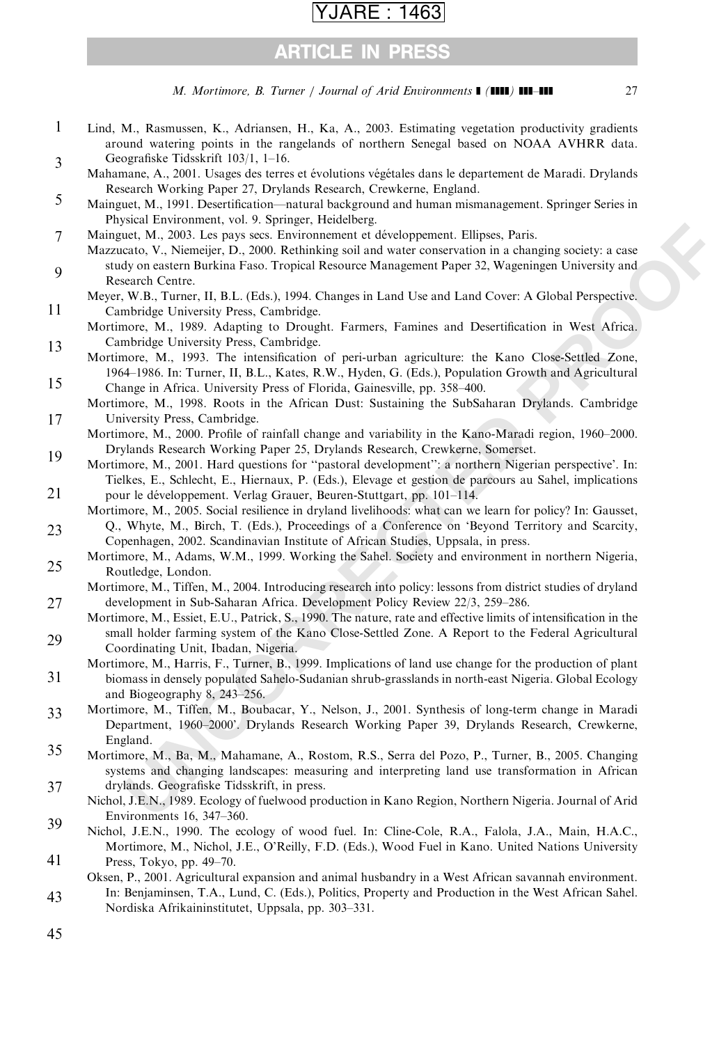Lind, M., Rasmussen, K., Adriansen, H., Ka, A., 2003. Estimating vegetation productivity gradients around watering points in the rangelands of northern Senegal based on NOAA AVHRR data. Geografiske Tidsskrift 103/1, 1–16.

Mahamane, A., 2001. Usages des terres et évolutions végétales dans le departement de Maradi. Drylands Research Working Paper 27, Drylands Research, Crewkerne, England.

Mainguet, M., 1991. Desertification—natural background and human mismanagement. Springer Series in Physical Environment, vol. 9. Springer, Heidelberg.

Mainguet, M., 2003. Les pays secs. Environnement et développement. Ellipses, Paris.

Mazzucato, V., Niemeijer, D., 2000. Rethinking soil and water conservation in a changing society: a case study on eastern Burkina Faso. Tropical Resource Management Paper 32, Wageningen University and Research Centre.

Meyer, W.B., Turner, II, B.L. (Eds.), 1994. Changes in Land Use and Land Cover: A Global Perspective. Cambridge University Press, Cambridge.

Mortimore, M., 1989. Adapting to Drought. Farmers, Famines and Desertification in West Africa. Cambridge University Press, Cambridge.

Mortimore, M., 1993. The intensification of peri-urban agriculture: the Kano Close-Settled Zone, 1964–1986. In: Turner, II, B.L., Kates, R.W., Hyden, G. (Eds.), Population Growth and Agricultural Change in Africa. University Press of Florida, Gainesville, pp. 358–400.

Mortimore, M., 1998. Roots in the African Dust: Sustaining the SubSaharan Drylands. Cambridge University Press, Cambridge.

Mortimore, M., 2000. Profile of rainfall change and variability in the Kano-Maradi region, 1960–2000. Drylands Research Working Paper 25, Drylands Research, Crewkerne, Somerset.

Mortimore, M., 2001. Hard questions for ''pastoral development'': a northern Nigerian perspective'. In: Tielkes, E., Schlecht, E., Hiernaux, P. (Eds.), Elevage et gestion de parcours au Sahel, implications pour le développement. Verlag Grauer, Beuren-Stuttgart, pp. 101–114.

Mortimore, M., 2005. Social resilience in dryland livelihoods: what can we learn for policy? In: Gausset, Q., Whyte, M., Birch, T. (Eds.), Proceedings of a Conference on 'Beyond Territory and Scarcity, Copenhagen, 2002. Scandinavian Institute of African Studies, Uppsala, in press.

Mortimore, M., Adams, W.M., 1999. Working the Sahel. Society and environment in northern Nigeria, Routledge, London.

Mortimore, M., Tiffen, M., 2004. Introducing research into policy: lessons from district studies of dryland development in Sub-Saharan Africa. Development Policy Review 22/3, 259–286.

Mortimore, M., Essiet, E.U., Patrick, S., 1990. The nature, rate and effective limits of intensification in the small holder farming system of the Kano Close-Settled Zone. A Report to the Federal Agricultural Coordinating Unit, Ibadan, Nigeria.

Mortimore, M., Harris, F., Turner, B., 1999. Implications of land use change for the production of plant biomass in densely populated Sahelo-Sudanian shrub-grasslands in north-east Nigeria. Global Ecology and Biogeography 8, 243–256.

Mortimore, M., Tiffen, M., Boubacar, Y., Nelson, J., 2001. Synthesis of long-term change in Maradi Department, 1960–2000'. Drylands Research Working Paper 39, Drylands Research, Crewkerne, England.

Mortimore, M., Ba, M., Mahamane, A., Rostom, R.S., Serra del Pozo, P., Turner, B., 2005. Changing systems and changing landscapes: measuring and interpreting land use transformation in African drylands. Geografiske Tidsskrift, in press.

Nichol, J.E.N., 1989. Ecology of fuelwood production in Kano Region, Northern Nigeria. Journal of Arid Environments 16, 347–360.

Nichol, J.E.N., 1990. The ecology of wood fuel. In: Cline-Cole, R.A., Falola, J.A., Main, H.A.C., Mortimore, M., Nichol, J.E., O'Reilly, F.D. (Eds.), Wood Fuel in Kano. United Nations University Press, Tokyo, pp. 49–70.

Oksen, P., 2001. Agricultural expansion and animal husbandry in a West African savannah environment. In: Benjaminsen, T.A., Lund, C. (Eds.), Politics, Property and Production in the West African Sahel. Nordiska Afrikainstitutet, Uppsala, pp. 303–331.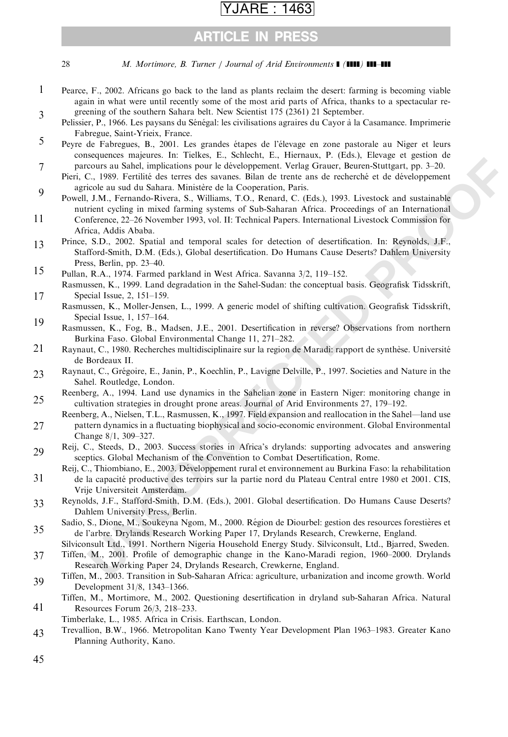Pearce, F., 2002. Africans go back to the land as plants reclaim the desert: farming is becoming viable again in what were until recently some of the most arid parts of Africa, thanks to a spectacular re-greening of the southern Sahara belt. New Scientist 175 (2361) 21 September.

Pelissier, P., 1966. Les paysans du Sénégal: les civilisations agraires du Cayor à la Casamance. Imprimerie Fabregue, Saint-Yrieix, France.

Peyre de Fabregues, B., 2001. Les grandes étapes de l'élevage en zone pastorale au Niger et leurs consequences majeures. In: Tielkes, E., Schlecht, E., Hiernaux, P. (Eds.), Elevage et gestion de parcours au Sahel, implications pour le développement. Verlag Grauer, Beuren-Stuttgart, pp. 3–20.

Pieri, C., 1989. Fertilité des terres des savanes. Bilan de trente ans de recherché et de développement agricole au sud du Sahara. Ministère de la Cooperation, Paris.

Powell, J.M., Fernando-Rivera, S., Williams, T.O., Renard, C. (Eds.), 1993. Livestock and sustainable nutrient cycling in mixed farming systems of Sub-Saharan Africa. Proceedings of an International Conference, 22–26 November 1993, vol. II: Technical Papers. International Livestock Commission for Africa, Addis Ababa.

Prince, S.D., 2002. Spatial and temporal scales for detection of desertification. In: Reynolds, J.F., Stafford-Smith, D.M. (Eds.), Global desertification. Do Humans Cause Deserts? Dahlem University Press, Berlin, pp. 23–40.

Pullan, R.A., 1974. Farmed parkland in West Africa. Savanna 3/2, 119–152.

Rasmussen, K., 1999. Land degradation in the Sahel-Sudan: the conceptual basis. Geografisk Tidsskrift, Special Issue, 2, 151–159.

Rasmussen, K., Moller-Jensen, L., 1999. A generic model of shifting cultivation. Geografisk Tidsskrift, Special Issue, 1, 157–164.

Rasmussen, K., Fog, B., Madsen, J.E., 2001. Desertification in reverse? Observations from northern Burkina Faso. Global Environmental Change 11, 271–282.

Raynaut, C., 1980. Recherches multidisciplinaire sur la region de Maradi: rapport de synthèse. Université de Bordeaux II.

Raynaut, C., Grégoire, E., Janin, P., Koechlin, P., Lavigne Delville, P., 1997. Societies and Nature in the Sahel. Routledge, London.

Reenberg, A., 1994. Land use dynamics in the Sahelian zone in Eastern Niger: monitoring change in cultivation strategies in drought prone areas. Journal of Arid Environments 27, 179–192.

Reenberg, A., Nielsen, T.L., Rasmussen, K., 1997. Field expansion and reallocation in the Sahel—land use pattern dynamics in a fluctuating biophysical and socio-economic environment. Global Environmental Change 8/1, 309–327.

Reij, C., Steeds, D., 2003. Success stories in Africa's drylands: supporting advocates and answering sceptics. Global Mechanism of the Convention to Combat Desertification, Rome.

Reij, C., Thiombiano, E., 2003. Développement rural et environnement au Burkina Faso: la rehabilitation de la capacité productive des terroirs sur la partie nord du Plateau Central entre 1980 et 2001. CIS, Vrije Universiteit Amsterdam.

Reynolds, J.F., Stafford-Smith, D.M. (Eds.), 2001. Global desertification. Do Humans Cause Deserts? Dahlem University Press, Berlin.

Sadio, S., Dione, M., Soukeyna Ngom, M., 2000. Région de Diourbel: gestion des resources forestières et de l'arbre. Drylands Research Working Paper 17, Drylands Research, Crewkerne, England.

Silviconsult Ltd., 1991. Northern Nigeria Household Energy Study. Silviconsult, Ltd., Bjarred, Sweden.

Tiffen, M., 2001. Profile of demographic change in the Kano-Maradi region, 1960–2000. Drylands Research Working Paper 24, Drylands Research, Crewkerne, England.

Tiffen, M., 2003. Transition in Sub-Saharan Africa: agriculture, urbanization and income growth. World Development 31/8, 1343–1366.

Tiffen, M., Mortimore, M., 2002. Questioning desertification in dryland sub-Saharan Africa. Natural Resources Forum 26/3, 218–233.

Timberlake, L., 1985. Africa in Crisis. Earthscan, London.

Trevallion, B.W., 1966. Metropolitan Kano Twenty Year Development Plan 1963–1983. Greater Kano Planning Authority, Kano.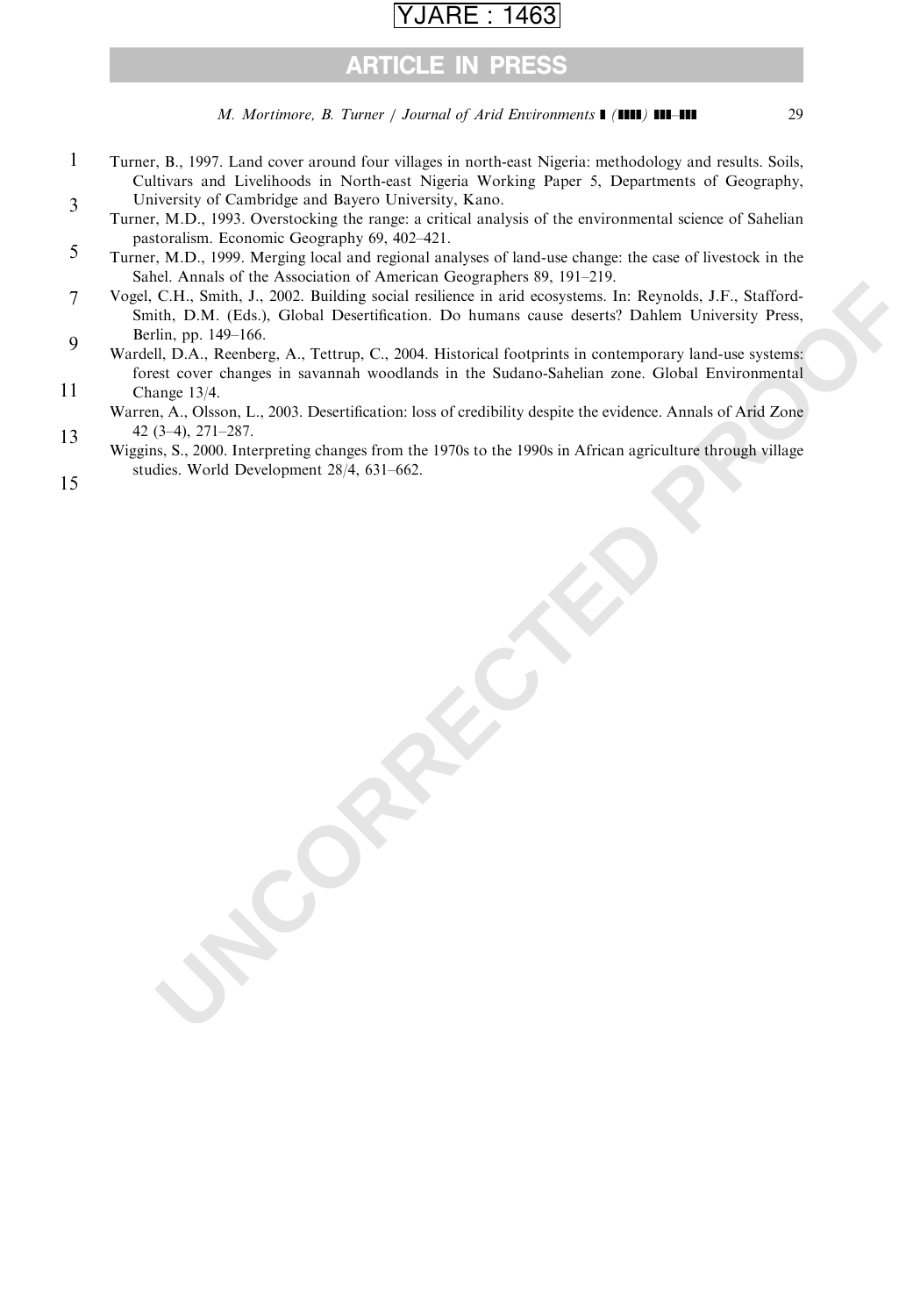Turner, B., 1997. Land cover around four villages in north-east Nigeria: methodology and results. Soils, Cultivars and Livelihoods in North-east Nigeria Working Paper 5, Departments of Geography, University of Cambridge and Bayero University, Kano.

Turner, M.D., 1993. Overstocking the range: a critical analysis of the environmental science of Sahelian pastoralism. Economic Geography 69, 402–421.

Turner, M.D., 1999. Merging local and regional analyses of land-use change: the case of livestock in the Sahel. Annals of the Association of American Geographers 89, 191–219.

Vogel, C.H., Smith, J., 2002. Building social resilience in arid ecosystems. In: Reynolds, J.F., Stafford-Smith, D.M. (Eds.), Global Desertification. Do humans cause deserts? Dahlem University Press, Berlin, pp. 149–166.

Wardell, D.A., Reenberg, A., Tettrup, C., 2004. Historical footprints in contemporary land-use systems: forest cover changes in savannah woodlands in the Sudano-Sahelian zone. Global Environmental Change 13/4.

Warren, A., Olsson, L., 2003. Desertification: loss of credibility despite the evidence. Annals of Arid Zone 42 (3–4), 271–287.

Wiggins, S., 2000. Interpreting changes from the 1970s to the 1990s in African agriculture through village studies. World Development 28/4, 631–662.